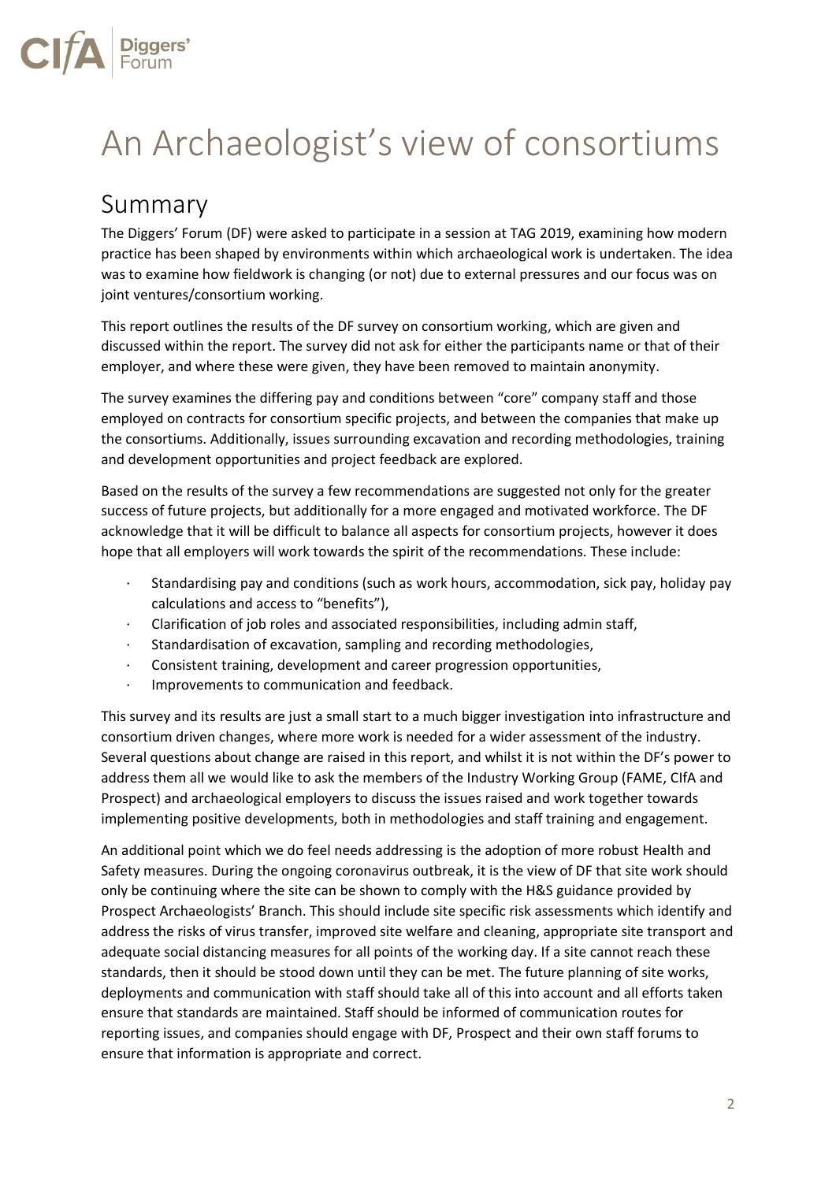# An Archaeologist's view of consortiums

## Summary

The Diggers' Forum (DF) were asked to participate in a session at TAG 2019, examining how modern practice has been shaped by environments within which archaeological work is undertaken. The idea was to examine how fieldwork is changing (or not) due to external pressures and our focus was on joint ventures/consortium working.

This report outlines the results of the DF survey on consortium working, which are given and discussed within the report. The survey did not ask for either the participants name or that of their employer, and where these were given, they have been removed to maintain anonymity.

The survey examines the differing pay and conditions between "core" company staff and those employed on contracts for consortium specific projects, and between the companies that make up the consortiums. Additionally, issues surrounding excavation and recording methodologies, training and development opportunities and project feedback are explored.

Based on the results of the survey a few recommendations are suggested not only for the greater success of future projects, but additionally for a more engaged and motivated workforce. The DF acknowledge that it will be difficult to balance all aspects for consortium projects, however it does hope that all employers will work towards the spirit of the recommendations. These include:

- Standardising pay and conditions (such as work hours, accommodation, sick pay, holiday pay calculations and access to "benefits"),
- Clarification of job roles and associated responsibilities, including admin staff,
- Standardisation of excavation, sampling and recording methodologies,
- Consistent training, development and career progression opportunities,
- Improvements to communication and feedback.

This survey and its results are just a small start to a much bigger investigation into infrastructure and consortium driven changes, where more work is needed for a wider assessment of the industry. Several questions about change are raised in this report, and whilst it is not within the DF's power to address them all we would like to ask the members of the Industry Working Group (FAME, CIfA and Prospect) and archaeological employers to discuss the issues raised and work together towards implementing positive developments, both in methodologies and staff training and engagement.

An additional point which we do feel needs addressing is the adoption of more robust Health and Safety measures. During the ongoing coronavirus outbreak, it is the view of DF that site work should only be continuing where the site can be shown to comply with the H&S guidance provided by Prospect Archaeologists' Branch. This should include site specific risk assessments which identify and address the risks of virus transfer, improved site welfare and cleaning, appropriate site transport and adequate social distancing measures for all points of the working day. If a site cannot reach these standards, then it should be stood down until they can be met. The future planning of site works, deployments and communication with staff should take all of this into account and all efforts taken ensure that standards are maintained. Staff should be informed of communication routes for reporting issues, and companies should engage with DF, Prospect and their own staff forums to ensure that information is appropriate and correct.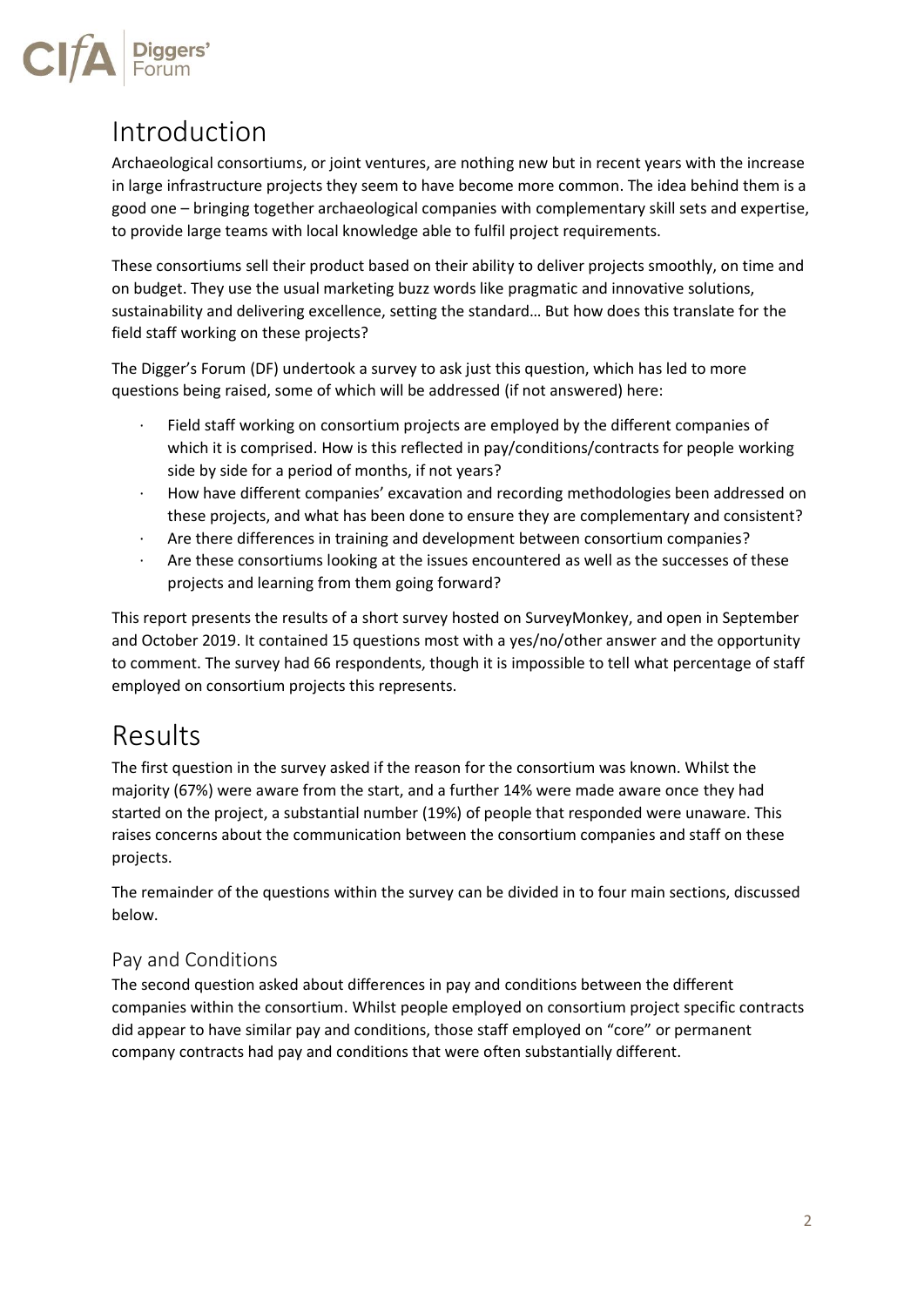# Introduction

Archaeological consortiums, or joint ventures, are nothing new but in recent years with the increase in large infrastructure projects they seem to have become more common. The idea behind them is a good one – bringing together archaeological companies with complementary skill sets and expertise, to provide large teams with local knowledge able to fulfil project requirements.

These consortiums sell their product based on their ability to deliver projects smoothly, on time and on budget. They use the usual marketing buzz words like pragmatic and innovative solutions, sustainability and delivering excellence, setting the standard… But how does this translate for the field staff working on these projects?

The Digger's Forum (DF) undertook a survey to ask just this question, which has led to more questions being raised, some of which will be addressed (if not answered) here:

- Field staff working on consortium projects are employed by the different companies of which it is comprised. How is this reflected in pay/conditions/contracts for people working side by side for a period of months, if not years?
- How have different companies' excavation and recording methodologies been addressed on these projects, and what has been done to ensure they are complementary and consistent?
- Are there differences in training and development between consortium companies?
- Are these consortiums looking at the issues encountered as well as the successes of these projects and learning from them going forward?

This report presents the results of a short survey hosted on SurveyMonkey, and open in September and October 2019. It contained 15 questions most with a yes/no/other answer and the opportunity to comment. The survey had 66 respondents, though it is impossible to tell what percentage of staff employed on consortium projects this represents.

# Results

The first question in the survey asked if the reason for the consortium was known. Whilst the majority (67%) were aware from the start, and a further 14% were made aware once they had started on the project, a substantial number (19%) of people that responded were unaware. This raises concerns about the communication between the consortium companies and staff on these projects.

The remainder of the questions within the survey can be divided in to four main sections, discussed below.

## Pay and Conditions

The second question asked about differences in pay and conditions between the different companies within the consortium. Whilst people employed on consortium project specific contracts did appear to have similar pay and conditions, those staff employed on "core" or permanent company contracts had pay and conditions that were often substantially different.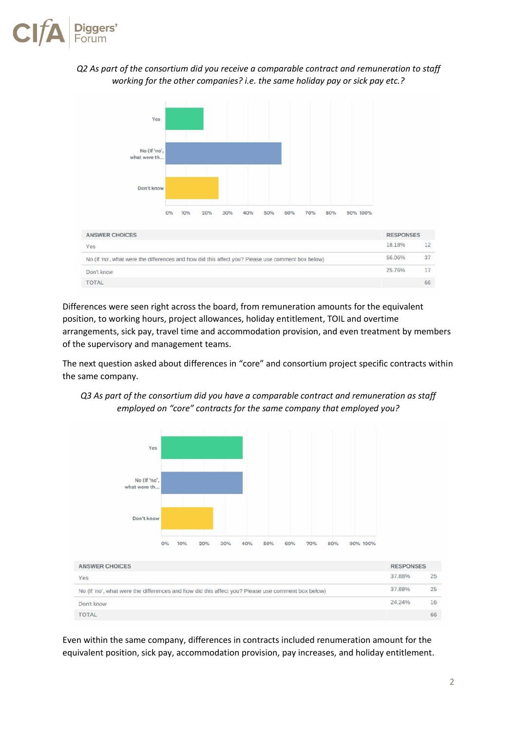*Q2 As part of the consortium did you receive a comparable contract and remuneration to staff working for the other companies? i.e. the same holiday pay or sick pay etc.?*

| ANSWER CHOICES | RESPONSES | |
|---|---|---|
| Yes | 18.18% | 12 |
| No (If 'no', what were the differences and how did this affect you? Please use comment box below) | 56.06% | 37 |
| Don't know | 25.76% | 17 |
| TOTAL | | 66 |

Differences were seen right across the board, from remuneration amounts for the equivalent position, to working hours, project allowances, holiday entitlement, TOIL and overtime arrangements, sick pay, travel time and accommodation provision, and even treatment by members of the supervisory and management teams.

The next question asked about differences in "core" and consortium project specific contracts within the same company.

*Q3 As part of the consortium did you have a comparable contract and remuneration as staff employed on "core" contracts for the same company that employed you?*

| ANSWER CHOICES | RESPONSES | |
|---|---|---|
| Yes | 37.88% | 25 |
| No (If 'no', what were the differences and how did this affect you? Please use comment box below) | 37.88% | 25 |
| Don't know | 24.24% | 16 |
| TOTAL | | 66 |

Even within the same company, differences in contracts included renumeration amount for the equivalent position, sick pay, accommodation provision, pay increases, and holiday entitlement.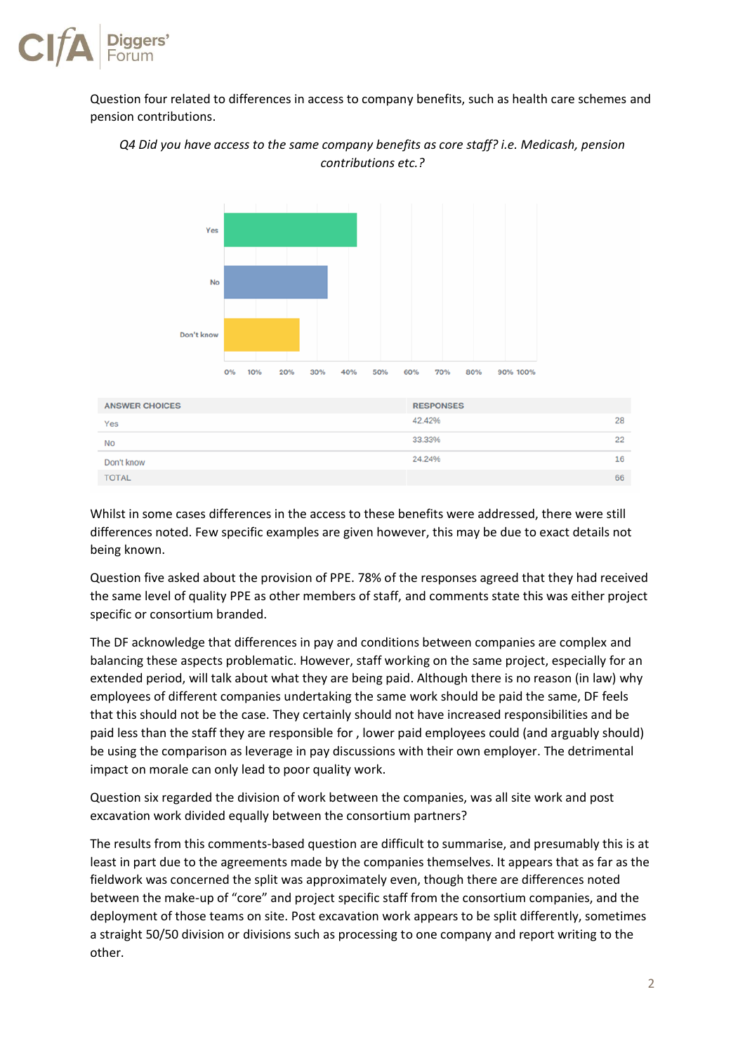Question four related to differences in access to company benefits, such as health care schemes and pension contributions.

*Q4 Did you have access to the same company benefits as core staff? i.e. Medicash, pension contributions etc.?*

| ANSWER CHOICES | RESPONSES | |
|---|---|---|
| Yes | 42.42% | 28 |
| No | 33.33% | 22 |
| Don't know | 24.24% | 16 |
| TOTAL | | 66 |

Whilst in some cases differences in the access to these benefits were addressed, there were still differences noted. Few specific examples are given however, this may be due to exact details not being known.

Question five asked about the provision of PPE. 78% of the responses agreed that they had received the same level of quality PPE as other members of staff, and comments state this was either project specific or consortium branded.

The DF acknowledge that differences in pay and conditions between companies are complex and balancing these aspects problematic. However, staff working on the same project, especially for an extended period, will talk about what they are being paid. Although there is no reason (in law) why employees of different companies undertaking the same work should be paid the same, DF feels that this should not be the case. They certainly should not have increased responsibilities and be paid less than the staff they are responsible for , lower paid employees could (and arguably should) be using the comparison as leverage in pay discussions with their own employer. The detrimental impact on morale can only lead to poor quality work.

Question six regarded the division of work between the companies, was all site work and post excavation work divided equally between the consortium partners?

The results from this comments-based question are difficult to summarise, and presumably this is at least in part due to the agreements made by the companies themselves. It appears that as far as the fieldwork was concerned the split was approximately even, though there are differences noted between the make-up of "core" and project specific staff from the consortium companies, and the deployment of those teams on site. Post excavation work appears to be split differently, sometimes a straight 50/50 division or divisions such as processing to one company and report writing to the other.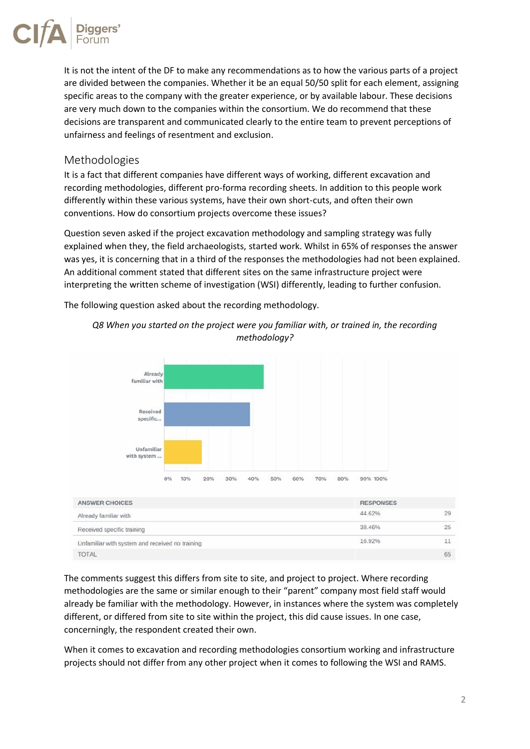It is not the intent of the DF to make any recommendations as to how the various parts of a project are divided between the companies. Whether it be an equal 50/50 split for each element, assigning specific areas to the company with the greater experience, or by available labour. These decisions are very much down to the companies within the consortium. We do recommend that these decisions are transparent and communicated clearly to the entire team to prevent perceptions of unfairness and feelings of resentment and exclusion.

## Methodologies

It is a fact that different companies have different ways of working, different excavation and recording methodologies, different pro-forma recording sheets. In addition to this people work differently within these various systems, have their own short-cuts, and often their own conventions. How do consortium projects overcome these issues?

Question seven asked if the project excavation methodology and sampling strategy was fully explained when they, the field archaeologists, started work. Whilst in 65% of responses the answer was yes, it is concerning that in a third of the responses the methodologies had not been explained. An additional comment stated that different sites on the same infrastructure project were interpreting the written scheme of investigation (WSI) differently, leading to further confusion.

The following question asked about the recording methodology.

*Q8 When you started on the project were you familiar with, or trained in, the recording methodology?*

| ANSWER CHOICES | RESPONSES | |
|---|---|---|
| Already familiar with | 44.62% | 29 |
| Received specific training | 38.46% | 25 |
| Unfamiliar with system and received no training | 16.92% | 11 |
| TOTAL | | 65 |

The comments suggest this differs from site to site, and project to project. Where recording methodologies are the same or similar enough to their "parent" company most field staff would already be familiar with the methodology. However, in instances where the system was completely different, or differed from site to site within the project, this did cause issues. In one case, concerningly, the respondent created their own.

When it comes to excavation and recording methodologies consortium working and infrastructure projects should not differ from any other project when it comes to following the WSI and RAMS.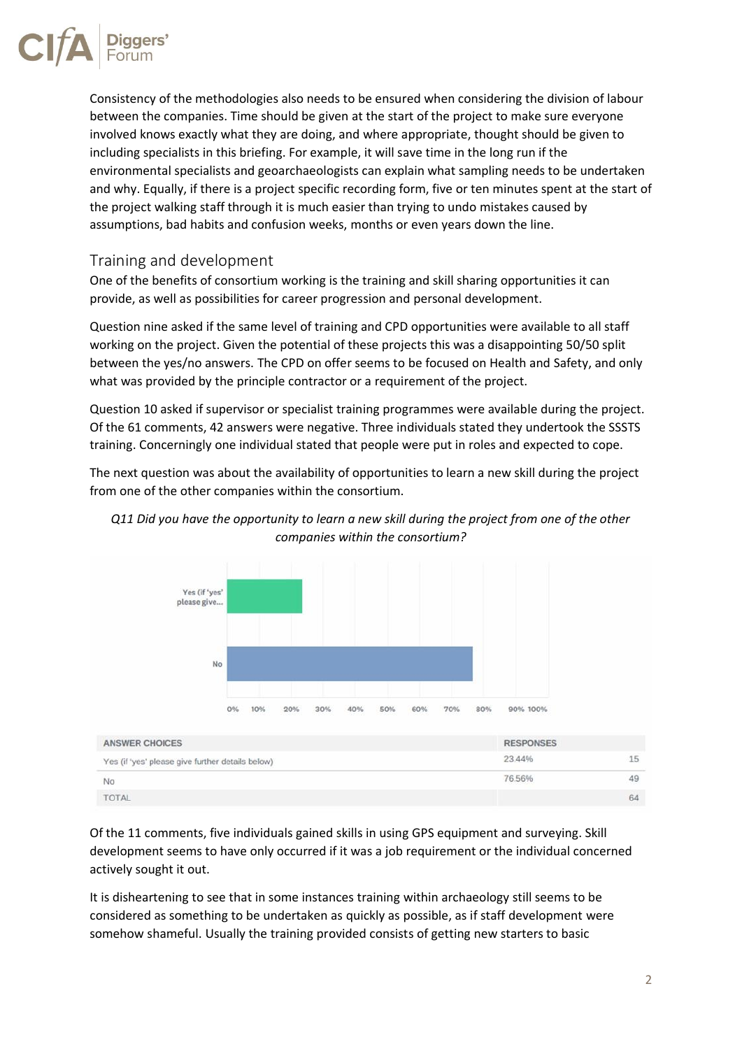Consistency of the methodologies also needs to be ensured when considering the division of labour between the companies. Time should be given at the start of the project to make sure everyone involved knows exactly what they are doing, and where appropriate, thought should be given to including specialists in this briefing. For example, it will save time in the long run if the environmental specialists and geoarchaeologists can explain what sampling needs to be undertaken and why. Equally, if there is a project specific recording form, five or ten minutes spent at the start of the project walking staff through it is much easier than trying to undo mistakes caused by assumptions, bad habits and confusion weeks, months or even years down the line.

## Training and development

One of the benefits of consortium working is the training and skill sharing opportunities it can provide, as well as possibilities for career progression and personal development.

Question nine asked if the same level of training and CPD opportunities were available to all staff working on the project. Given the potential of these projects this was a disappointing 50/50 split between the yes/no answers. The CPD on offer seems to be focused on Health and Safety, and only what was provided by the principle contractor or a requirement of the project.

Question 10 asked if supervisor or specialist training programmes were available during the project. Of the 61 comments, 42 answers were negative. Three individuals stated they undertook the SSSTS training. Concerningly one individual stated that people were put in roles and expected to cope.

The next question was about the availability of opportunities to learn a new skill during the project from one of the other companies within the consortium.

*Q11 Did you have the opportunity to learn a new skill during the project from one of the other companies within the consortium?*

| ANSWER CHOICES | RESPONSES | |
|---|---|---|
| Yes (if 'yes' please give further details below) | 23.44% | 15 |
| No | 76.56% | 49 |
| TOTAL | | 64 |

Of the 11 comments, five individuals gained skills in using GPS equipment and surveying. Skill development seems to have only occurred if it was a job requirement or the individual concerned actively sought it out.

It is disheartening to see that in some instances training within archaeology still seems to be considered as something to be undertaken as quickly as possible, as if staff development were somehow shameful. Usually the training provided consists of getting new starters to basic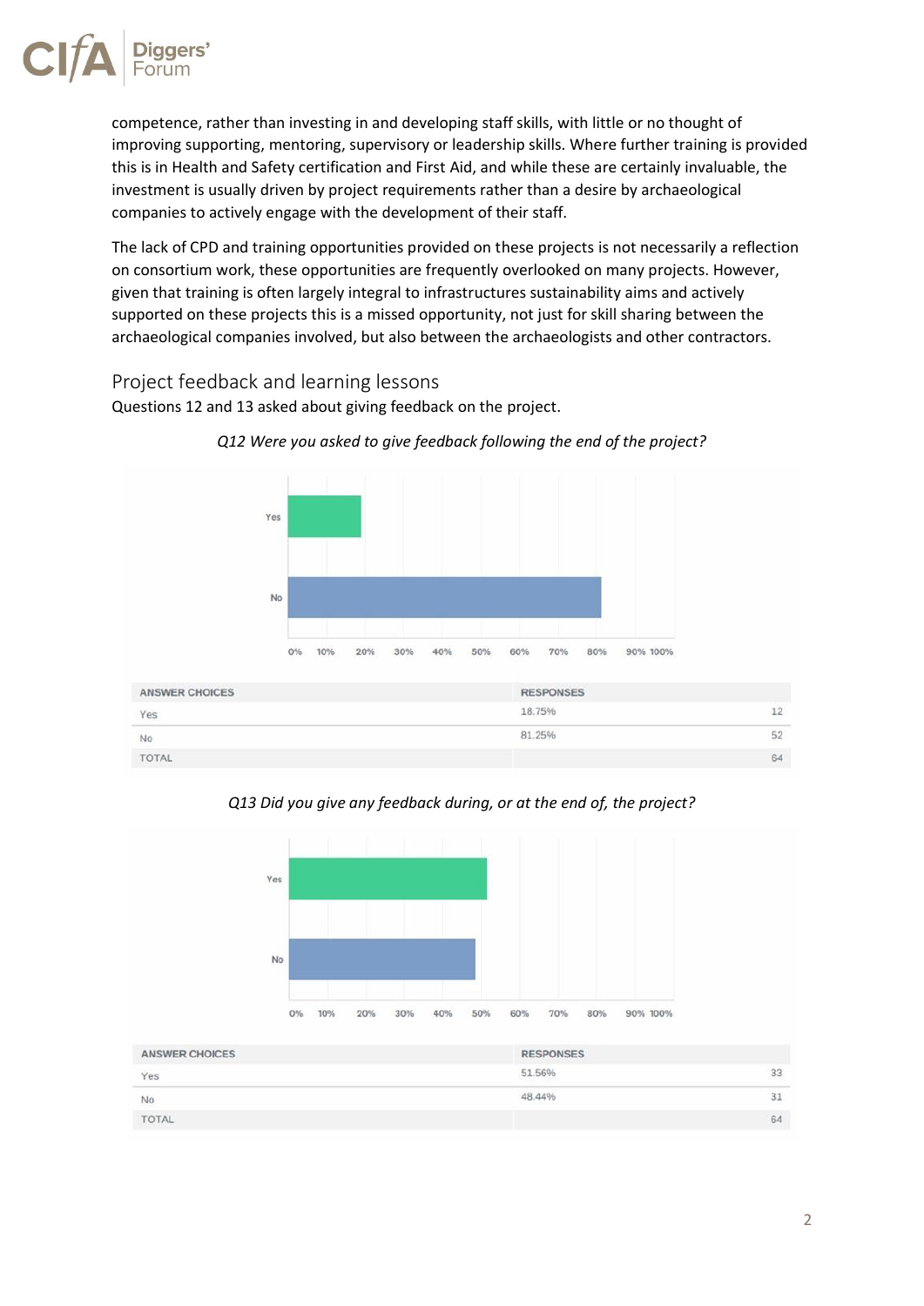competence, rather than investing in and developing staff skills, with little or no thought of improving supporting, mentoring, supervisory or leadership skills. Where further training is provided this is in Health and Safety certification and First Aid, and while these are certainly invaluable, the investment is usually driven by project requirements rather than a desire by archaeological companies to actively engage with the development of their staff.

The lack of CPD and training opportunities provided on these projects is not necessarily a reflection on consortium work, these opportunities are frequently overlooked on many projects. However, given that training is often largely integral to infrastructures sustainability aims and actively supported on these projects this is a missed opportunity, not just for skill sharing between the archaeological companies involved, but also between the archaeologists and other contractors.

## Project feedback and learning lessons

Questions 12 and 13 asked about giving feedback on the project.

*Q12 Were you asked to give feedback following the end of the project?*

| ANSWER CHOICES | RESPONSES | |
|---|---|---|
| Yes | 18.75% | 12 |
| No | 81.25% | 52 |
| TOTAL | | 64 |

*Q13 Did you give any feedback during, or at the end of, the project?*

| ANSWER CHOICES | RESPONSES | |
|---|---|---|
| Yes | 51.56% | 33 |
| No | 48.44% | 31 |
| TOTAL | | 64 |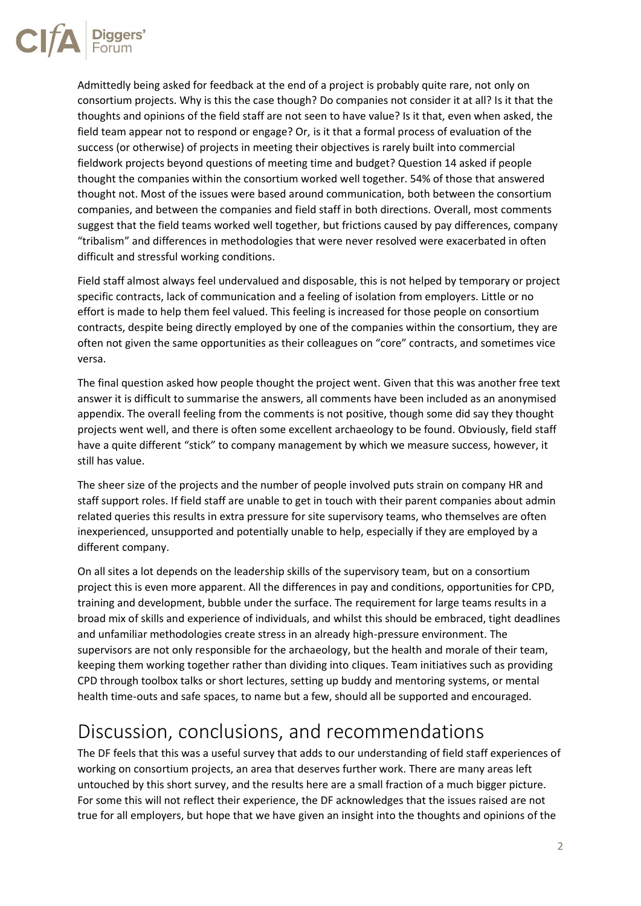Admittedly being asked for feedback at the end of a project is probably quite rare, not only on consortium projects. Why is this the case though? Do companies not consider it at all? Is it that the thoughts and opinions of the field staff are not seen to have value? Is it that, even when asked, the field team appear not to respond or engage? Or, is it that a formal process of evaluation of the success (or otherwise) of projects in meeting their objectives is rarely built into commercial fieldwork projects beyond questions of meeting time and budget? Question 14 asked if people thought the companies within the consortium worked well together. 54% of those that answered thought not. Most of the issues were based around communication, both between the consortium companies, and between the companies and field staff in both directions. Overall, most comments suggest that the field teams worked well together, but frictions caused by pay differences, company "tribalism" and differences in methodologies that were never resolved were exacerbated in often difficult and stressful working conditions.

Field staff almost always feel undervalued and disposable, this is not helped by temporary or project specific contracts, lack of communication and a feeling of isolation from employers. Little or no effort is made to help them feel valued. This feeling is increased for those people on consortium contracts, despite being directly employed by one of the companies within the consortium, they are often not given the same opportunities as their colleagues on "core" contracts, and sometimes vice versa.

The final question asked how people thought the project went. Given that this was another free text answer it is difficult to summarise the answers, all comments have been included as an anonymised appendix. The overall feeling from the comments is not positive, though some did say they thought projects went well, and there is often some excellent archaeology to be found. Obviously, field staff have a quite different "stick" to company management by which we measure success, however, it still has value.

The sheer size of the projects and the number of people involved puts strain on company HR and staff support roles. If field staff are unable to get in touch with their parent companies about admin related queries this results in extra pressure for site supervisory teams, who themselves are often inexperienced, unsupported and potentially unable to help, especially if they are employed by a different company.

On all sites a lot depends on the leadership skills of the supervisory team, but on a consortium project this is even more apparent. All the differences in pay and conditions, opportunities for CPD, training and development, bubble under the surface. The requirement for large teams results in a broad mix of skills and experience of individuals, and whilst this should be embraced, tight deadlines and unfamiliar methodologies create stress in an already high-pressure environment. The supervisors are not only responsible for the archaeology, but the health and morale of their team, keeping them working together rather than dividing into cliques. Team initiatives such as providing CPD through toolbox talks or short lectures, setting up buddy and mentoring systems, or mental health time-outs and safe spaces, to name but a few, should all be supported and encouraged.

# Discussion, conclusions, and recommendations

The DF feels that this was a useful survey that adds to our understanding of field staff experiences of working on consortium projects, an area that deserves further work. There are many areas left untouched by this short survey, and the results here are a small fraction of a much bigger picture. For some this will not reflect their experience, the DF acknowledges that the issues raised are not true for all employers, but hope that we have given an insight into the thoughts and opinions of the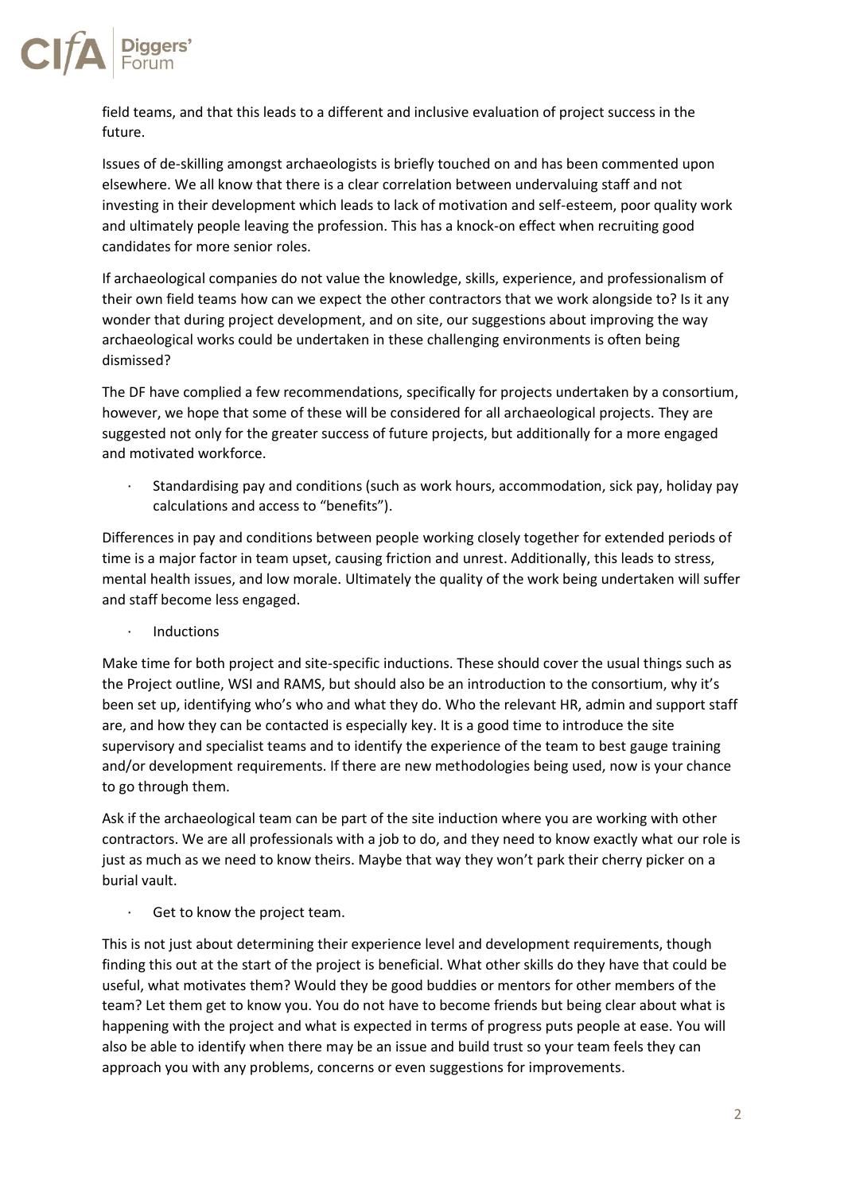field teams, and that this leads to a different and inclusive evaluation of project success in the future.

Issues of de-skilling amongst archaeologists is briefly touched on and has been commented upon elsewhere. We all know that there is a clear correlation between undervaluing staff and not investing in their development which leads to lack of motivation and self-esteem, poor quality work and ultimately people leaving the profession. This has a knock-on effect when recruiting good candidates for more senior roles.

If archaeological companies do not value the knowledge, skills, experience, and professionalism of their own field teams how can we expect the other contractors that we work alongside to? Is it any wonder that during project development, and on site, our suggestions about improving the way archaeological works could be undertaken in these challenging environments is often being dismissed?

The DF have complied a few recommendations, specifically for projects undertaken by a consortium, however, we hope that some of these will be considered for all archaeological projects. They are suggested not only for the greater success of future projects, but additionally for a more engaged and motivated workforce.

- Standardising pay and conditions (such as work hours, accommodation, sick pay, holiday pay calculations and access to "benefits").

Differences in pay and conditions between people working closely together for extended periods of time is a major factor in team upset, causing friction and unrest. Additionally, this leads to stress, mental health issues, and low morale. Ultimately the quality of the work being undertaken will suffer and staff become less engaged.

- Inductions

Make time for both project and site-specific inductions. These should cover the usual things such as the Project outline, WSI and RAMS, but should also be an introduction to the consortium, why it's been set up, identifying who's who and what they do. Who the relevant HR, admin and support staff are, and how they can be contacted is especially key. It is a good time to introduce the site supervisory and specialist teams and to identify the experience of the team to best gauge training and/or development requirements. If there are new methodologies being used, now is your chance to go through them.

Ask if the archaeological team can be part of the site induction where you are working with other contractors. We are all professionals with a job to do, and they need to know exactly what our role is just as much as we need to know theirs. Maybe that way they won't park their cherry picker on a burial vault.

- Get to know the project team.

This is not just about determining their experience level and development requirements, though finding this out at the start of the project is beneficial. What other skills do they have that could be useful, what motivates them? Would they be good buddies or mentors for other members of the team? Let them get to know you. You do not have to become friends but being clear about what is happening with the project and what is expected in terms of progress puts people at ease. You will also be able to identify when there may be an issue and build trust so your team feels they can approach you with any problems, concerns or even suggestions for improvements.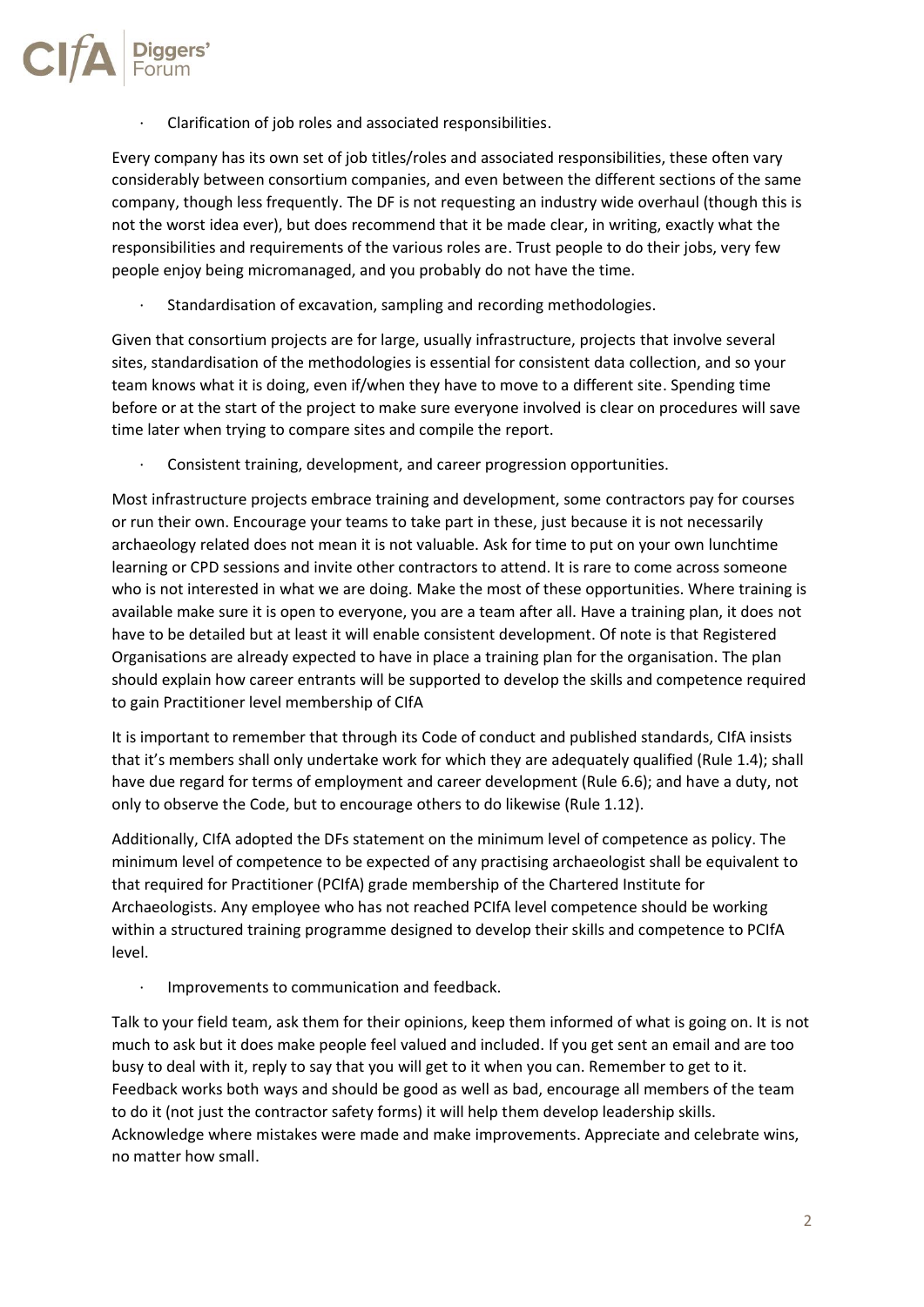- Clarification of job roles and associated responsibilities.

Every company has its own set of job titles/roles and associated responsibilities, these often vary considerably between consortium companies, and even between the different sections of the same company, though less frequently. The DF is not requesting an industry wide overhaul (though this is not the worst idea ever), but does recommend that it be made clear, in writing, exactly what the responsibilities and requirements of the various roles are. Trust people to do their jobs, very few people enjoy being micromanaged, and you probably do not have the time.

- Standardisation of excavation, sampling and recording methodologies.

Given that consortium projects are for large, usually infrastructure, projects that involve several sites, standardisation of the methodologies is essential for consistent data collection, and so your team knows what it is doing, even if/when they have to move to a different site. Spending time before or at the start of the project to make sure everyone involved is clear on procedures will save time later when trying to compare sites and compile the report.

- Consistent training, development, and career progression opportunities.

Most infrastructure projects embrace training and development, some contractors pay for courses or run their own. Encourage your teams to take part in these, just because it is not necessarily archaeology related does not mean it is not valuable. Ask for time to put on your own lunchtime learning or CPD sessions and invite other contractors to attend. It is rare to come across someone who is not interested in what we are doing. Make the most of these opportunities. Where training is available make sure it is open to everyone, you are a team after all. Have a training plan, it does not have to be detailed but at least it will enable consistent development. Of note is that Registered Organisations are already expected to have in place a training plan for the organisation. The plan should explain how career entrants will be supported to develop the skills and competence required to gain Practitioner level membership of CIfA

It is important to remember that through its Code of conduct and published standards, CIfA insists that it's members shall only undertake work for which they are adequately qualified (Rule 1.4); shall have due regard for terms of employment and career development (Rule 6.6); and have a duty, not only to observe the Code, but to encourage others to do likewise (Rule 1.12).

Additionally, CIfA adopted the DFs statement on the minimum level of competence as policy. The minimum level of competence to be expected of any practising archaeologist shall be equivalent to that required for Practitioner (PCIfA) grade membership of the Chartered Institute for Archaeologists. Any employee who has not reached PCIfA level competence should be working within a structured training programme designed to develop their skills and competence to PCIfA level.

- Improvements to communication and feedback.

Talk to your field team, ask them for their opinions, keep them informed of what is going on. It is not much to ask but it does make people feel valued and included. If you get sent an email and are too busy to deal with it, reply to say that you will get to it when you can. Remember to get to it. Feedback works both ways and should be good as well as bad, encourage all members of the team to do it (not just the contractor safety forms) it will help them develop leadership skills. Acknowledge where mistakes were made and make improvements. Appreciate and celebrate wins, no matter how small.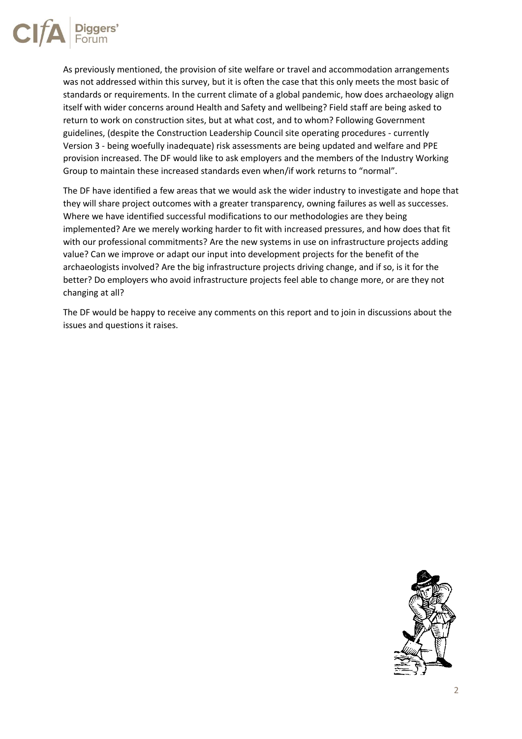As previously mentioned, the provision of site welfare or travel and accommodation arrangements was not addressed within this survey, but it is often the case that this only meets the most basic of standards or requirements. In the current climate of a global pandemic, how does archaeology align itself with wider concerns around Health and Safety and wellbeing? Field staff are being asked to return to work on construction sites, but at what cost, and to whom? Following Government guidelines, (despite the Construction Leadership Council site operating procedures - currently Version 3 - being woefully inadequate) risk assessments are being updated and welfare and PPE provision increased. The DF would like to ask employers and the members of the Industry Working Group to maintain these increased standards even when/if work returns to "normal".

The DF have identified a few areas that we would ask the wider industry to investigate and hope that they will share project outcomes with a greater transparency, owning failures as well as successes. Where we have identified successful modifications to our methodologies are they being implemented? Are we merely working harder to fit with increased pressures, and how does that fit with our professional commitments? Are the new systems in use on infrastructure projects adding value? Can we improve or adapt our input into development projects for the benefit of the archaeologists involved? Are the big infrastructure projects driving change, and if so, is it for the better? Do employers who avoid infrastructure projects feel able to change more, or are they not changing at all?

The DF would be happy to receive any comments on this report and to join in discussions about the issues and questions it raises.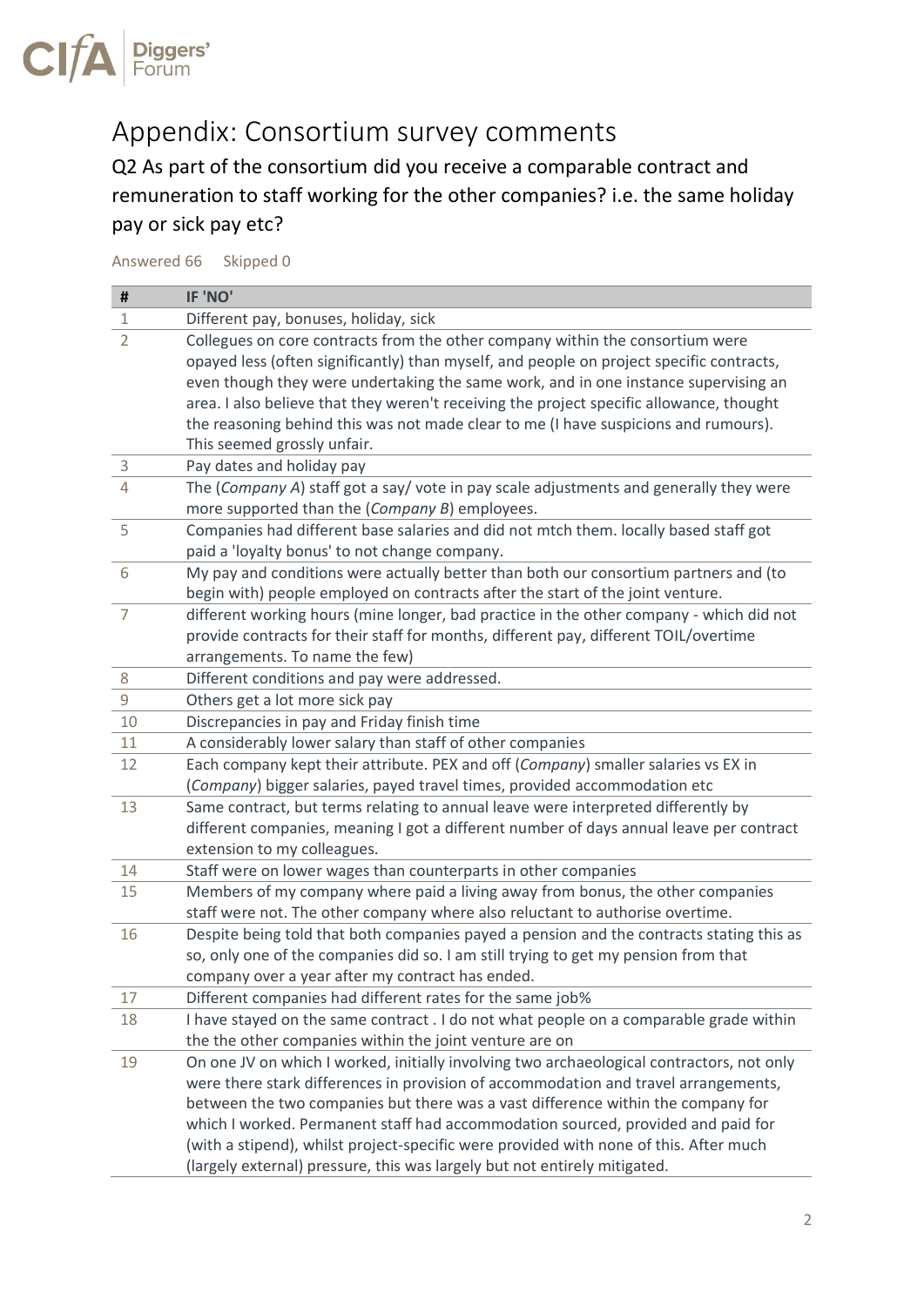# Appendix: Consortium survey comments

## Q2 As part of the consortium did you receive a comparable contract and remuneration to staff working for the other companies? i.e. the same holiday pay or sick pay etc?

Answered 66 Skipped 0

| # | IF 'NO' |
|---|---|
| 1 | Different pay, bonuses, holiday, sick |
| 2 | Collegues on core contracts from the other company within the consortium were opayed less (often significantly) than myself, and people on project specific contracts, even though they were undertaking the same work, and in one instance supervising an area. I also believe that they weren't receiving the project specific allowance, thought the reasoning behind this was not made clear to me (I have suspicions and rumours). This seemed grossly unfair. |
| 3 | Pay dates and holiday pay |
| 4 | The (*Company A*) staff got a say/ vote in pay scale adjustments and generally they were more supported than the (*Company B*) employees. |
| 5 | Companies had different base salaries and did not mtch them. locally based staff got paid a 'loyalty bonus' to not change company. |
| 6 | My pay and conditions were actually better than both our consortium partners and (to begin with) people employed on contracts after the start of the joint venture. |
| 7 | different working hours (mine longer, bad practice in the other company - which did not provide contracts for their staff for months, different pay, different TOIL/overtime arrangements. To name the few) |
| 8 | Different conditions and pay were addressed. |
| 9 | Others get a lot more sick pay |
| 10 | Discrepancies in pay and Friday finish time |
| 11 | A considerably lower salary than staff of other companies |
| 12 | Each company kept their attribute. PEX and off (*Company*) smaller salaries vs EX in (*Company*) bigger salaries, payed travel times, provided accommodation etc |
| 13 | Same contract, but terms relating to annual leave were interpreted differently by different companies, meaning I got a different number of days annual leave per contract extension to my colleagues. |
| 14 | Staff were on lower wages than counterparts in other companies |
| 15 | Members of my company where paid a living away from bonus, the other companies staff were not. The other company where also reluctant to authorise overtime. |
| 16 | Despite being told that both companies payed a pension and the contracts stating this as so, only one of the companies did so. I am still trying to get my pension from that company over a year after my contract has ended. |
| 17 | Different companies had different rates for the same job% |
| 18 | I have stayed on the same contract . I do not what people on a comparable grade within the the other companies within the joint venture are on |
| 19 | On one JV on which I worked, initially involving two archaeological contractors, not only were there stark differences in provision of accommodation and travel arrangements, between the two companies but there was a vast difference within the company for which I worked. Permanent staff had accommodation sourced, provided and paid for (with a stipend), whilst project-specific were provided with none of this. After much (largely external) pressure, this was largely but not entirely mitigated. |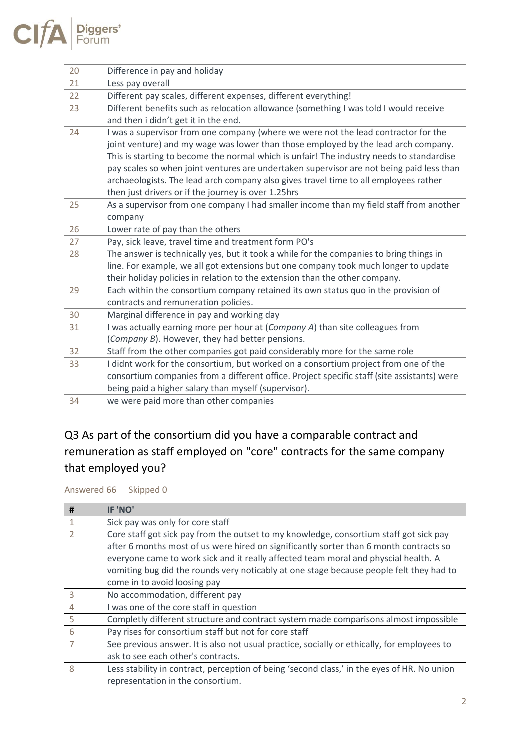| | |
|---|---|
| 20 | Difference in pay and holiday |
| 21 | Less pay overall |
| 22 | Different pay scales, different expenses, different everything! |
| 23 | Different benefits such as relocation allowance (something I was told I would receive and then i didn't get it in the end. |
| 24 | I was a supervisor from one company (where we were not the lead contractor for the joint venture) and my wage was lower than those employed by the lead arch company. This is starting to become the normal which is unfair! The industry needs to standardise pay scales so when joint ventures are undertaken supervisor are not being paid less than archaeologists. The lead arch company also gives travel time to all employees rather then just drivers or if the journey is over 1.25hrs |
| 25 | As a supervisor from one company I had smaller income than my field staff from another company |
| 26 | Lower rate of pay than the others |
| 27 | Pay, sick leave, travel time and treatment form PO's |
| 28 | The answer is technically yes, but it took a while for the companies to bring things in line. For example, we all got extensions but one company took much longer to update their holiday policies in relation to the extension than the other company. |
| 29 | Each within the consortium company retained its own status quo in the provision of contracts and remuneration policies. |
| 30 | Marginal difference in pay and working day |
| 31 | I was actually earning more per hour at (*Company A*) than site colleagues from (*Company B*). However, they had better pensions. |
| 32 | Staff from the other companies got paid considerably more for the same role |
| 33 | I didnt work for the consortium, but worked on a consortium project from one of the consortium companies from a different office. Project specific staff (site assistants) were being paid a higher salary than myself (supervisor). |
| 34 | we were paid more than other companies |

## Q3 As part of the consortium did you have a comparable contract and remuneration as staff employed on "core" contracts for the same company that employed you?

Answered 66 Skipped 0

| # | IF 'NO' |
|---|---|
| 1 | Sick pay was only for core staff |
| 2 | Core staff got sick pay from the outset to my knowledge, consortium staff got sick pay after 6 months most of us were hired on significantly sorter than 6 month contracts so everyone came to work sick and it really affected team moral and physcial health. A vomiting bug did the rounds very noticably at one stage because people felt they had to come in to avoid loosing pay |
| 3 | No accommodation, different pay |
| 4 | I was one of the core staff in question |
| 5 | Completly different structure and contract system made comparisons almost impossible |
| 6 | Pay rises for consortium staff but not for core staff |
| 7 | See previous answer. It is also not usual practice, socially or ethically, for employees to ask to see each other's contracts. |
| 8 | Less stability in contract, perception of being 'second class,' in the eyes of HR. No union representation in the consortium. |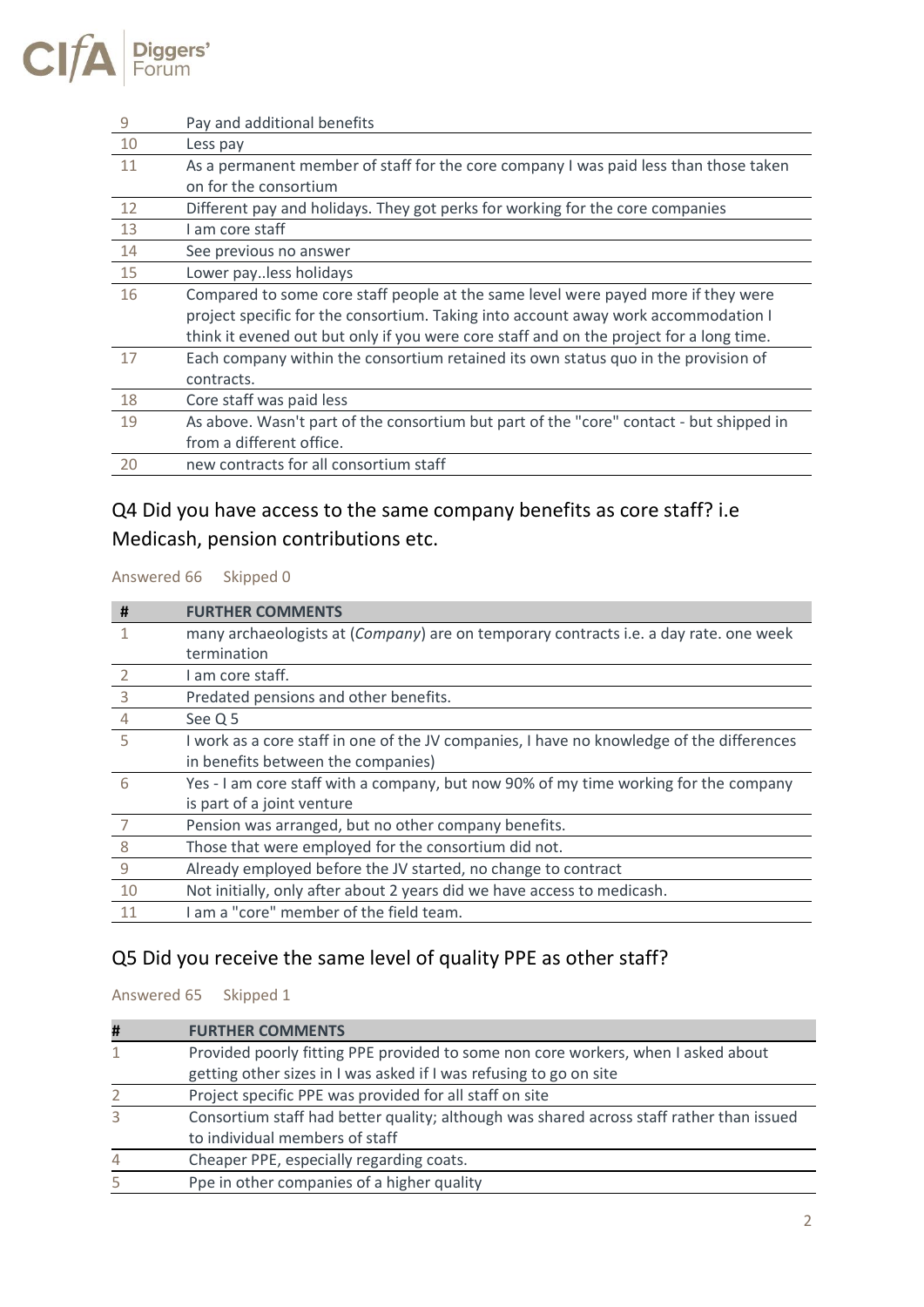| # | |
|---|---|
| 9 | Pay and additional benefits |
| 10 | Less pay |
| 11 | As a permanent member of staff for the core company I was paid less than those taken on for the consortium |
| 12 | Different pay and holidays. They got perks for working for the core companies |
| 13 | I am core staff |
| 14 | See previous no answer |
| 15 | Lower pay..less holidays |
| 16 | Compared to some core staff people at the same level were payed more if they were project specific for the consortium. Taking into account away work accommodation I think it evened out but only if you were core staff and on the project for a long time. |
| 17 | Each company within the consortium retained its own status quo in the provision of contracts. |
| 18 | Core staff was paid less |
| 19 | As above. Wasn't part of the consortium but part of the "core" contact - but shipped in from a different office. |
| 20 | new contracts for all consortium staff |

## Q4 Did you have access to the same company benefits as core staff? i.e Medicash, pension contributions etc.

Answered 66 Skipped 0

| # | FURTHER COMMENTS |
|---|---|
| 1 | many archaeologists at (*Company*) are on temporary contracts i.e. a day rate. one week termination |
| 2 | I am core staff. |
| 3 | Predated pensions and other benefits. |
| 4 | See Q 5 |
| 5 | I work as a core staff in one of the JV companies, I have no knowledge of the differences in benefits between the companies) |
| 6 | Yes - I am core staff with a company, but now 90% of my time working for the company is part of a joint venture |
| 7 | Pension was arranged, but no other company benefits. |
| 8 | Those that were employed for the consortium did not. |
| 9 | Already employed before the JV started, no change to contract |
| 10 | Not initially, only after about 2 years did we have access to medicash. |
| 11 | I am a "core" member of the field team. |

## Q5 Did you receive the same level of quality PPE as other staff?

Answered 65 Skipped 1

| # | FURTHER COMMENTS |
|---|---|
| 1 | Provided poorly fitting PPE provided to some non core workers, when I asked about getting other sizes in I was asked if I was refusing to go on site |
| 2 | Project specific PPE was provided for all staff on site |
| 3 | Consortium staff had better quality; although was shared across staff rather than issued to individual members of staff |
| 4 | Cheaper PPE, especially regarding coats. |
| 5 | Ppe in other companies of a higher quality |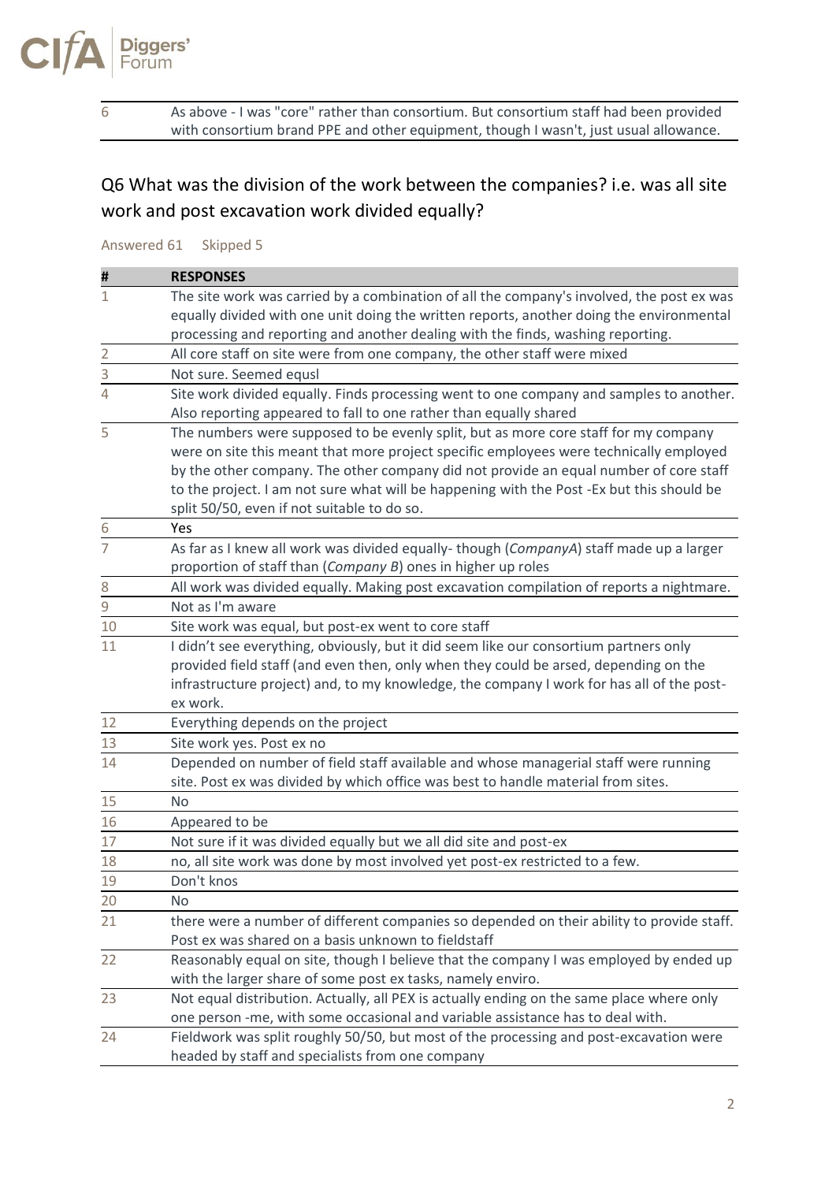| | |
|---|---|
| 6 | As above - I was "core" rather than consortium. But consortium staff had been provided with consortium brand PPE and other equipment, though I wasn't, just usual allowance. |

## Q6 What was the division of the work between the companies? i.e. was all site work and post excavation work divided equally?

Answered 61 Skipped 5

| # | RESPONSES |
|---|---|
| 1 | The site work was carried by a combination of all the company's involved, the post ex was equally divided with one unit doing the written reports, another doing the environmental processing and reporting and another dealing with the finds, washing reporting. |
| 2 | All core staff on site were from one company, the other staff were mixed |
| 3 | Not sure. Seemed equsl |
| 4 | Site work divided equally. Finds processing went to one company and samples to another. Also reporting appeared to fall to one rather than equally shared |
| 5 | The numbers were supposed to be evenly split, but as more core staff for my company were on site this meant that more project specific employees were technically employed by the other company. The other company did not provide an equal number of core staff to the project. I am not sure what will be happening with the Post -Ex but this should be split 50/50, even if not suitable to do so. |
| 6 | Yes |
| 7 | As far as I knew all work was divided equally- though (*CompanyA*) staff made up a larger proportion of staff than (*Company B*) ones in higher up roles |
| 8 | All work was divided equally. Making post excavation compilation of reports a nightmare. |
| 9 | Not as I'm aware |
| 10 | Site work was equal, but post-ex went to core staff |
| 11 | I didn't see everything, obviously, but it did seem like our consortium partners only provided field staff (and even then, only when they could be arsed, depending on the infrastructure project) and, to my knowledge, the company I work for has all of the post-ex work. |
| 12 | Everything depends on the project |
| 13 | Site work yes. Post ex no |
| 14 | Depended on number of field staff available and whose managerial staff were running site. Post ex was divided by which office was best to handle material from sites. |
| 15 | No |
| 16 | Appeared to be |
| 17 | Not sure if it was divided equally but we all did site and post-ex |
| 18 | no, all site work was done by most involved yet post-ex restricted to a few. |
| 19 | Don't knos |
| 20 | No |
| 21 | there were a number of different companies so depended on their ability to provide staff. Post ex was shared on a basis unknown to fieldstaff |
| 22 | Reasonably equal on site, though I believe that the company I was employed by ended up with the larger share of some post ex tasks, namely enviro. |
| 23 | Not equal distribution. Actually, all PEX is actually ending on the same place where only one person -me, with some occasional and variable assistance has to deal with. |
| 24 | Fieldwork was split roughly 50/50, but most of the processing and post-excavation were headed by staff and specialists from one company |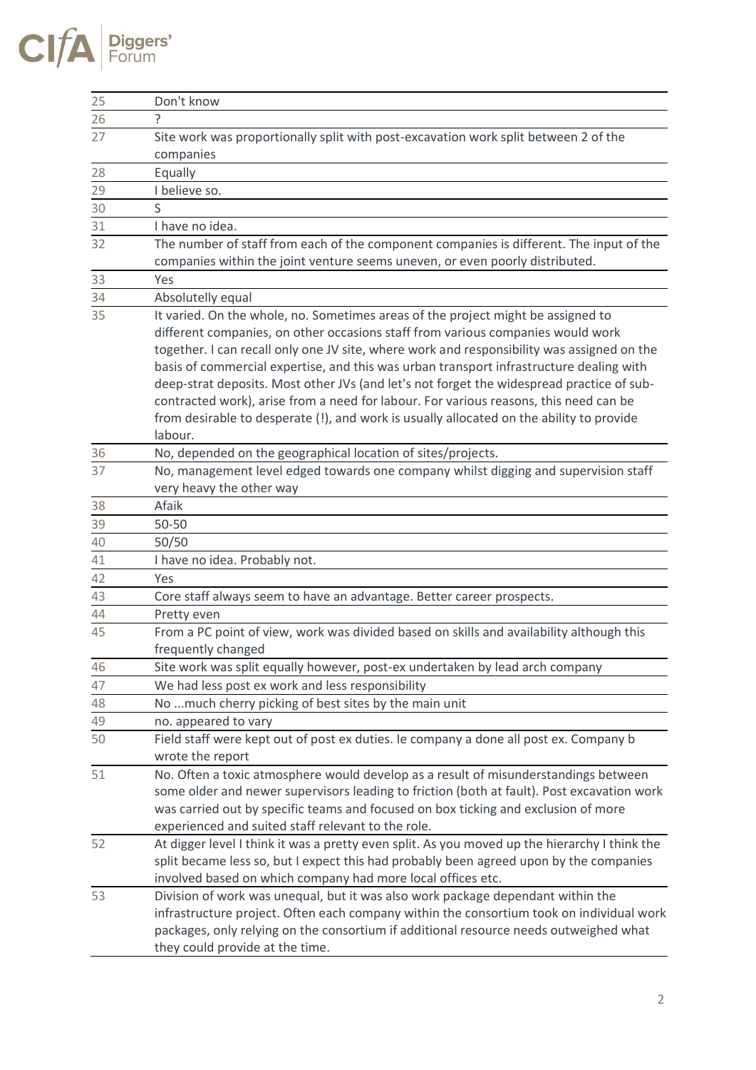| | |
|---|---|
| 25 | Don't know |
| 26 | ? |
| 27 | Site work was proportionally split with post-excavation work split between 2 of the companies |
| 28 | Equally |
| 29 | I believe so. |
| 30 | S |
| 31 | I have no idea. |
| 32 | The number of staff from each of the component companies is different. The input of the companies within the joint venture seems uneven, or even poorly distributed. |
| 33 | Yes |
| 34 | Absolutelly equal |
| 35 | It varied. On the whole, no. Sometimes areas of the project might be assigned to different companies, on other occasions staff from various companies would work together. I can recall only one JV site, where work and responsibility was assigned on the basis of commercial expertise, and this was urban transport infrastructure dealing with deep-strat deposits. Most other JVs (and let's not forget the widespread practice of sub-contracted work), arise from a need for labour. For various reasons, this need can be from desirable to desperate (!), and work is usually allocated on the ability to provide labour. |
| 36 | No, depended on the geographical location of sites/projects. |
| 37 | No, management level edged towards one company whilst digging and supervision staff very heavy the other way |
| 38 | Afaik |
| 39 | 50-50 |
| 40 | 50/50 |
| 41 | I have no idea. Probably not. |
| 42 | Yes |
| 43 | Core staff always seem to have an advantage. Better career prospects. |
| 44 | Pretty even |
| 45 | From a PC point of view, work was divided based on skills and availability although this frequently changed |
| 46 | Site work was split equally however, post-ex undertaken by lead arch company |
| 47 | We had less post ex work and less responsibility |
| 48 | No ...much cherry picking of best sites by the main unit |
| 49 | no. appeared to vary |
| 50 | Field staff were kept out of post ex duties. Ie company a done all post ex. Company b wrote the report |
| 51 | No. Often a toxic atmosphere would develop as a result of misunderstandings between some older and newer supervisors leading to friction (both at fault). Post excavation work was carried out by specific teams and focused on box ticking and exclusion of more experienced and suited staff relevant to the role. |
| 52 | At digger level I think it was a pretty even split. As you moved up the hierarchy I think the split became less so, but I expect this had probably been agreed upon by the companies involved based on which company had more local offices etc. |
| 53 | Division of work was unequal, but it was also work package dependant within the infrastructure project. Often each company within the consortium took on individual work packages, only relying on the consortium if additional resource needs outweighed what they could provide at the time. |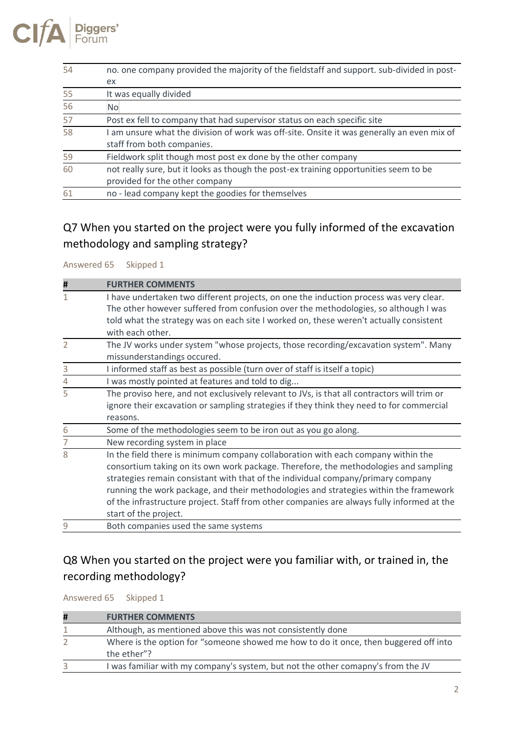| | |
|---|---|
| 54 | no. one company provided the majority of the fieldstaff and support. sub-divided in post-ex |
| 55 | It was equally divided |
| 56 | No |
| 57 | Post ex fell to company that had supervisor status on each specific site |
| 58 | I am unsure what the division of work was off-site. Onsite it was generally an even mix of staff from both companies. |
| 59 | Fieldwork split though most post ex done by the other company |
| 60 | not really sure, but it looks as though the post-ex training opportunities seem to be provided for the other company |
| 61 | no - lead company kept the goodies for themselves |

## Q7 When you started on the project were you fully informed of the excavation methodology and sampling strategy?

Answered 65 Skipped 1

| # | FURTHER COMMENTS |
|---|---|
| 1 | I have undertaken two different projects, on one the induction process was very clear. The other however suffered from confusion over the methodologies, so although I was told what the strategy was on each site I worked on, these weren't actually consistent with each other. |
| 2 | The JV works under system "whose projects, those recording/excavation system". Many missunderstandings occured. |
| 3 | I informed staff as best as possible (turn over of staff is itself a topic) |
| 4 | I was mostly pointed at features and told to dig... |
| 5 | The proviso here, and not exclusively relevant to JVs, is that all contractors will trim or ignore their excavation or sampling strategies if they think they need to for commercial reasons. |
| 6 | Some of the methodologies seem to be iron out as you go along. |
| 7 | New recording system in place |
| 8 | In the field there is minimum company collaboration with each company within the consortium taking on its own work package. Therefore, the methodologies and sampling strategies remain consistant with that of the individual company/primary company running the work package, and their methodologies and strategies within the framework of the infrastructure project. Staff from other companies are always fully informed at the start of the project. |
| 9 | Both companies used the same systems |

## Q8 When you started on the project were you familiar with, or trained in, the recording methodology?

Answered 65 Skipped 1

| # | FURTHER COMMENTS |
|---|---|
| 1 | Although, as mentioned above this was not consistently done |
| 2 | Where is the option for "someone showed me how to do it once, then buggered off into the ether"? |
| 3 | I was familiar with my company's system, but not the other comapny's from the JV |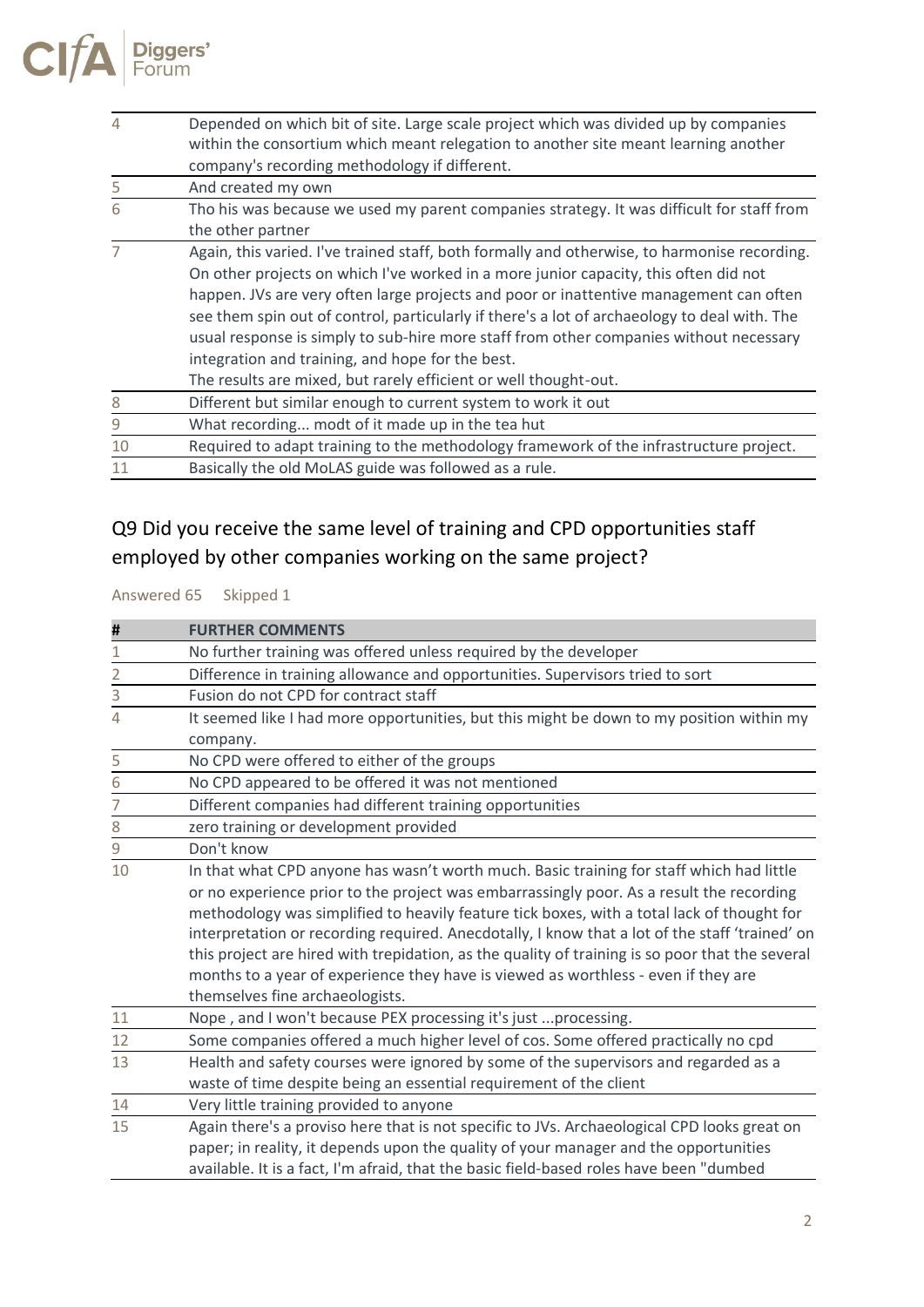| | |
|---|---|
| 4 | Depended on which bit of site. Large scale project which was divided up by companies within the consortium which meant relegation to another site meant learning another company's recording methodology if different. |
| 5 | And created my own |
| 6 | Tho his was because we used my parent companies strategy. It was difficult for staff from the other partner |
| 7 | Again, this varied. I've trained staff, both formally and otherwise, to harmonise recording. On other projects on which I've worked in a more junior capacity, this often did not happen. JVs are very often large projects and poor or inattentive management can often see them spin out of control, particularly if there's a lot of archaeology to deal with. The usual response is simply to sub-hire more staff from other companies without necessary integration and training, and hope for the best. The results are mixed, but rarely efficient or well thought-out. |
| 8 | Different but similar enough to current system to work it out |
| 9 | What recording... modt of it made up in the tea hut |
| 10 | Required to adapt training to the methodology framework of the infrastructure project. |
| 11 | Basically the old MoLAS guide was followed as a rule. |

## Q9 Did you receive the same level of training and CPD opportunities staff employed by other companies working on the same project?

Answered 65 Skipped 1

| # | FURTHER COMMENTS |
|---|---|
| 1 | No further training was offered unless required by the developer |
| 2 | Difference in training allowance and opportunities. Supervisors tried to sort |
| 3 | Fusion do not CPD for contract staff |
| 4 | It seemed like I had more opportunities, but this might be down to my position within my company. |
| 5 | No CPD were offered to either of the groups |
| 6 | No CPD appeared to be offered it was not mentioned |
| 7 | Different companies had different training opportunities |
| 8 | zero training or development provided |
| 9 | Don't know |
| 10 | In that what CPD anyone has wasn't worth much. Basic training for staff which had little or no experience prior to the project was embarrassingly poor. As a result the recording methodology was simplified to heavily feature tick boxes, with a total lack of thought for interpretation or recording required. Anecdotally, I know that a lot of the staff 'trained' on this project are hired with trepidation, as the quality of training is so poor that the several months to a year of experience they have is viewed as worthless - even if they are themselves fine archaeologists. |
| 11 | Nope , and I won't because PEX processing it's just ...processing. |
| 12 | Some companies offered a much higher level of cos. Some offered practically no cpd |
| 13 | Health and safety courses were ignored by some of the supervisors and regarded as a waste of time despite being an essential requirement of the client |
| 14 | Very little training provided to anyone |
| 15 | Again there's a proviso here that is not specific to JVs. Archaeological CPD looks great on paper; in reality, it depends upon the quality of your manager and the opportunities available. It is a fact, I'm afraid, that the basic field-based roles have been "dumbed |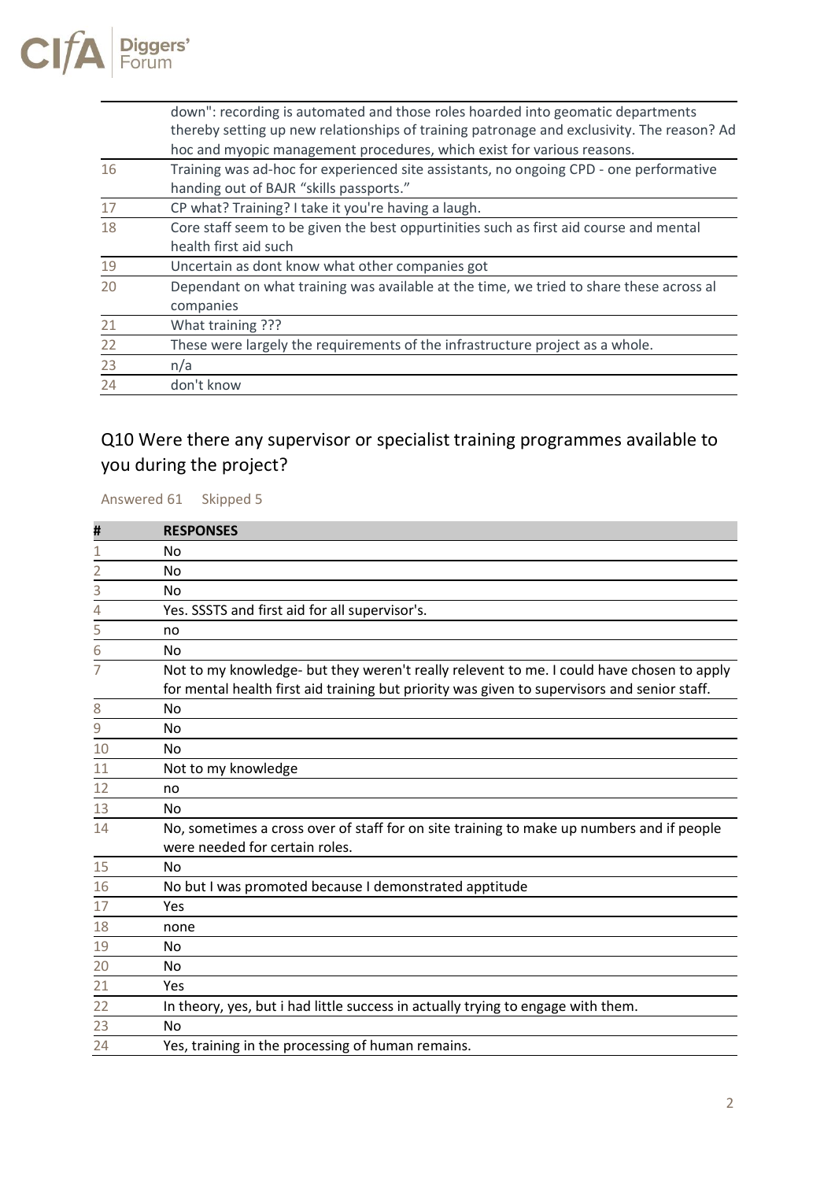| | |
|---|---|
| | down": recording is automated and those roles hoarded into geomatic departments thereby setting up new relationships of training patronage and exclusivity. The reason? Ad hoc and myopic management procedures, which exist for various reasons. |
| 16 | Training was ad-hoc for experienced site assistants, no ongoing CPD - one performative handing out of BAJR "skills passports." |
| 17 | CP what? Training? I take it you're having a laugh. |
| 18 | Core staff seem to be given the best oppurtinities such as first aid course and mental health first aid such |
| 19 | Uncertain as dont know what other companies got |
| 20 | Dependant on what training was available at the time, we tried to share these across al companies |
| 21 | What training ??? |
| 22 | These were largely the requirements of the infrastructure project as a whole. |
| 23 | n/a |
| 24 | don't know |

## Q10 Were there any supervisor or specialist training programmes available to you during the project?

Answered 61 Skipped 5

| # | RESPONSES |
|---|---|
| 1 | No |
| 2 | No |
| 3 | No |
| 4 | Yes. SSSTS and first aid for all supervisor's. |
| 5 | no |
| 6 | No |
| 7 | Not to my knowledge- but they weren't really relevent to me. I could have chosen to apply for mental health first aid training but priority was given to supervisors and senior staff. |
| 8 | No |
| 9 | No |
| 10 | No |
| 11 | Not to my knowledge |
| 12 | no |
| 13 | No |
| 14 | No, sometimes a cross over of staff for on site training to make up numbers and if people were needed for certain roles. |
| 15 | No |
| 16 | No but I was promoted because I demonstrated apptitude |
| 17 | Yes |
| 18 | none |
| 19 | No |
| 20 | No |
| 21 | Yes |
| 22 | In theory, yes, but i had little success in actually trying to engage with them. |
| 23 | No |
| 24 | Yes, training in the processing of human remains. |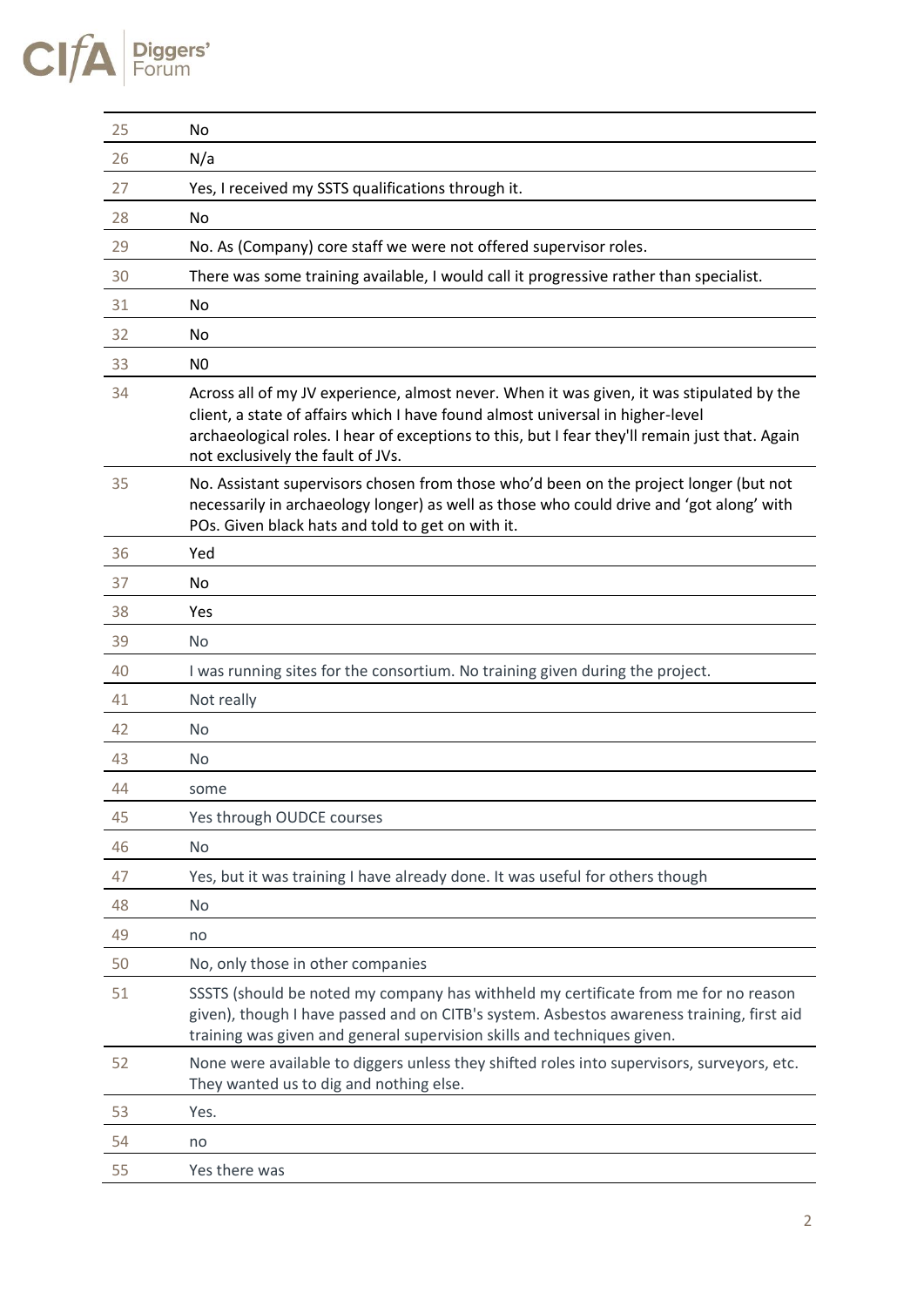| | |
|---|---|
| 25 | No |
| 26 | N/a |
| 27 | Yes, I received my SSTS qualifications through it. |
| 28 | No |
| 29 | No. As (Company) core staff we were not offered supervisor roles. |
| 30 | There was some training available, I would call it progressive rather than specialist. |
| 31 | No |
| 32 | No |
| 33 | N0 |
| 34 | Across all of my JV experience, almost never. When it was given, it was stipulated by the client, a state of affairs which I have found almost universal in higher-level archaeological roles. I hear of exceptions to this, but I fear they'll remain just that. Again not exclusively the fault of JVs. |
| 35 | No. Assistant supervisors chosen from those who'd been on the project longer (but not necessarily in archaeology longer) as well as those who could drive and 'got along' with POs. Given black hats and told to get on with it. |
| 36 | Yed |
| 37 | No |
| 38 | Yes |
| 39 | No |
| 40 | I was running sites for the consortium. No training given during the project. |
| 41 | Not really |
| 42 | No |
| 43 | No |
| 44 | some |
| 45 | Yes through OUDCE courses |
| 46 | No |
| 47 | Yes, but it was training I have already done. It was useful for others though |
| 48 | No |
| 49 | no |
| 50 | No, only those in other companies |
| 51 | SSSTS (should be noted my company has withheld my certificate from me for no reason given), though I have passed and on CITB's system. Asbestos awareness training, first aid training was given and general supervision skills and techniques given. |
| 52 | None were available to diggers unless they shifted roles into supervisors, surveyors, etc. They wanted us to dig and nothing else. |
| 53 | Yes. |
| 54 | no |
| 55 | Yes there was |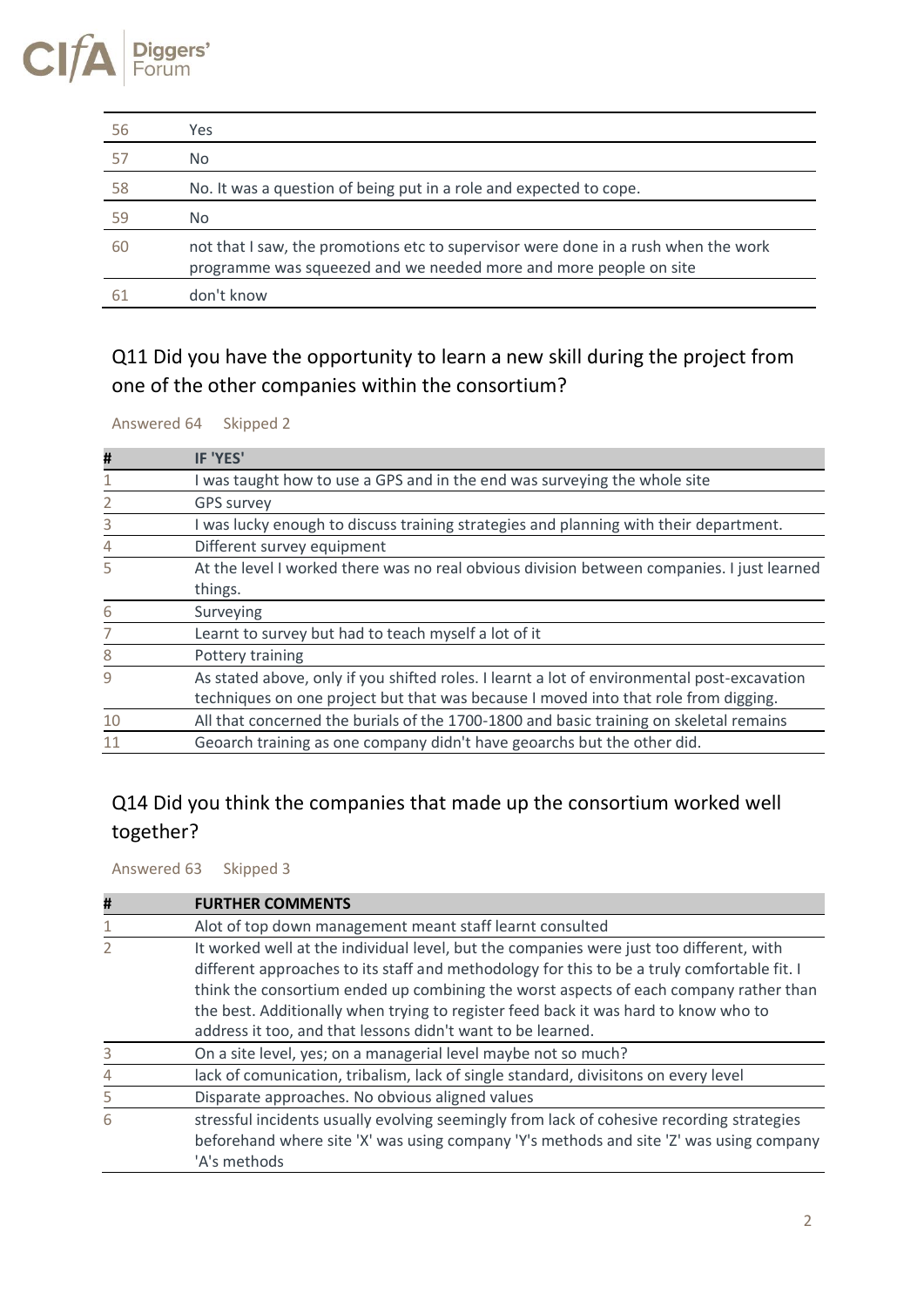| | |
|---|---|
| 56 | Yes |
| 57 | No |
| 58 | No. It was a question of being put in a role and expected to cope. |
| 59 | No |
| 60 | not that I saw, the promotions etc to supervisor were done in a rush when the work programme was squeezed and we needed more and more people on site |
| 61 | don't know |

## Q11 Did you have the opportunity to learn a new skill during the project from one of the other companies within the consortium?

Answered 64 Skipped 2

| # | IF 'YES' |
|---|---|
| 1 | I was taught how to use a GPS and in the end was surveying the whole site |
| 2 | GPS survey |
| 3 | I was lucky enough to discuss training strategies and planning with their department. |
| 4 | Different survey equipment |
| 5 | At the level I worked there was no real obvious division between companies. I just learned things. |
| 6 | Surveying |
| 7 | Learnt to survey but had to teach myself a lot of it |
| 8 | Pottery training |
| 9 | As stated above, only if you shifted roles. I learnt a lot of environmental post-excavation techniques on one project but that was because I moved into that role from digging. |
| 10 | All that concerned the burials of the 1700-1800 and basic training on skeletal remains |
| 11 | Geoarch training as one company didn't have geoarchs but the other did. |

## Q14 Did you think the companies that made up the consortium worked well together?

Answered 63 Skipped 3

| # | FURTHER COMMENTS |
|---|---|
| 1 | Alot of top down management meant staff learnt consulted |
| 2 | It worked well at the individual level, but the companies were just too different, with different approaches to its staff and methodology for this to be a truly comfortable fit. I think the consortium ended up combining the worst aspects of each company rather than the best. Additionally when trying to register feed back it was hard to know who to address it too, and that lessons didn't want to be learned. |
| 3 | On a site level, yes; on a managerial level maybe not so much? |
| 4 | lack of comunication, tribalism, lack of single standard, divisitons on every level |
| 5 | Disparate approaches. No obvious aligned values |
| 6 | stressful incidents usually evolving seemingly from lack of cohesive recording strategies beforehand where site 'X' was using company 'Y's methods and site 'Z' was using company 'A's methods |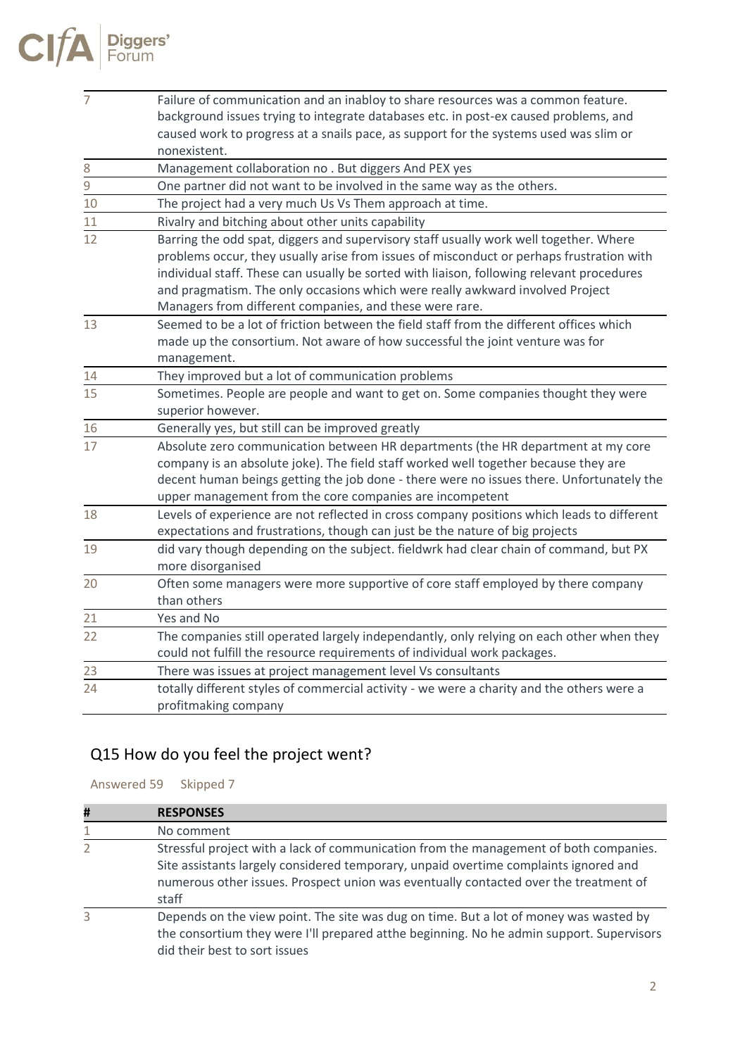| | |
|---|---|
| 7 | Failure of communication and an inabloy to share resources was a common feature. background issues trying to integrate databases etc. in post-ex caused problems, and caused work to progress at a snails pace, as support for the systems used was slim or nonexistent. |
| 8 | Management collaboration no . But diggers And PEX yes |
| 9 | One partner did not want to be involved in the same way as the others. |
| 10 | The project had a very much Us Vs Them approach at time. |
| 11 | Rivalry and bitching about other units capability |
| 12 | Barring the odd spat, diggers and supervisory staff usually work well together. Where problems occur, they usually arise from issues of misconduct or perhaps frustration with individual staff. These can usually be sorted with liaison, following relevant procedures and pragmatism. The only occasions which were really awkward involved Project Managers from different companies, and these were rare. |
| 13 | Seemed to be a lot of friction between the field staff from the different offices which made up the consortium. Not aware of how successful the joint venture was for management. |
| 14 | They improved but a lot of communication problems |
| 15 | Sometimes. People are people and want to get on. Some companies thought they were superior however. |
| 16 | Generally yes, but still can be improved greatly |
| 17 | Absolute zero communication between HR departments (the HR department at my core company is an absolute joke). The field staff worked well together because they are decent human beings getting the job done - there were no issues there. Unfortunately the upper management from the core companies are incompetent |
| 18 | Levels of experience are not reflected in cross company positions which leads to different expectations and frustrations, though can just be the nature of big projects |
| 19 | did vary though depending on the subject. fieldwrk had clear chain of command, but PX more disorganised |
| 20 | Often some managers were more supportive of core staff employed by there company than others |
| 21 | Yes and No |
| 22 | The companies still operated largely independantly, only relying on each other when they could not fulfill the resource requirements of individual work packages. |
| 23 | There was issues at project management level Vs consultants |
| 24 | totally different styles of commercial activity - we were a charity and the others were a profitmaking company |

## Q15 How do you feel the project went?

Answered 59 Skipped 7

| # | RESPONSES |
|---|---|
| 1 | No comment |
| 2 | Stressful project with a lack of communication from the management of both companies. Site assistants largely considered temporary, unpaid overtime complaints ignored and numerous other issues. Prospect union was eventually contacted over the treatment of staff |
| 3 | Depends on the view point. The site was dug on time. But a lot of money was wasted by the consortium they were I'll prepared atthe beginning. No he admin support. Supervisors did their best to sort issues |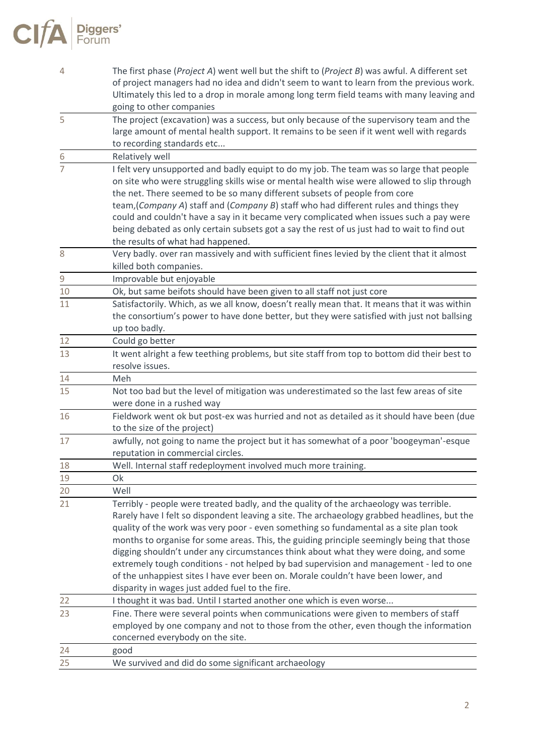| | |
|---|---|
| 4 | The first phase (*Project A*) went well but the shift to (*Project B*) was awful. A different set of project managers had no idea and didn't seem to want to learn from the previous work. Ultimately this led to a drop in morale among long term field teams with many leaving and going to other companies |
| 5 | The project (excavation) was a success, but only because of the supervisory team and the large amount of mental health support. It remains to be seen if it went well with regards to recording standards etc... |
| 6 | Relatively well |
| 7 | I felt very unsupported and badly equipt to do my job. The team was so large that people on site who were struggling skills wise or mental health wise were allowed to slip through the net. There seemed to be so many different subsets of people from core team,(*Company A*) staff and (*Company B*) staff who had different rules and things they could and couldn't have a say in it became very complicated when issues such a pay were being debated as only certain subsets got a say the rest of us just had to wait to find out the results of what had happened. |
| 8 | Very badly. over ran massively and with sufficient fines levied by the client that it almost killed both companies. |
| 9 | Improvable but enjoyable |
| 10 | Ok, but same beifots should have been given to all staff not just core |
| 11 | Satisfactorily. Which, as we all know, doesn't really mean that. It means that it was within the consortium's power to have done better, but they were satisfied with just not ballsing up too badly. |
| 12 | Could go better |
| 13 | It went alright a few teething problems, but site staff from top to bottom did their best to resolve issues. |
| 14 | Meh |
| 15 | Not too bad but the level of mitigation was underestimated so the last few areas of site were done in a rushed way |
| 16 | Fieldwork went ok but post-ex was hurried and not as detailed as it should have been (due to the size of the project) |
| 17 | awfully, not going to name the project but it has somewhat of a poor 'boogeyman'-esque reputation in commercial circles. |
| 18 | Well. Internal staff redeployment involved much more training. |
| 19 | Ok |
| 20 | Well |
| 21 | Terribly - people were treated badly, and the quality of the archaeology was terrible. Rarely have I felt so dispondent leaving a site. The archaeology grabbed headlines, but the quality of the work was very poor - even something so fundamental as a site plan took months to organise for some areas. This, the guiding principle seemingly being that those digging shouldn't under any circumstances think about what they were doing, and some extremely tough conditions - not helped by bad supervision and management - led to one of the unhappiest sites I have ever been on. Morale couldn't have been lower, and disparity in wages just added fuel to the fire. |
| 22 | I thought it was bad. Until I started another one which is even worse... |
| 23 | Fine. There were several points when communications were given to members of staff employed by one company and not to those from the other, even though the information concerned everybody on the site. |
| 24 | good |
| 25 | We survived and did do some significant archaeology |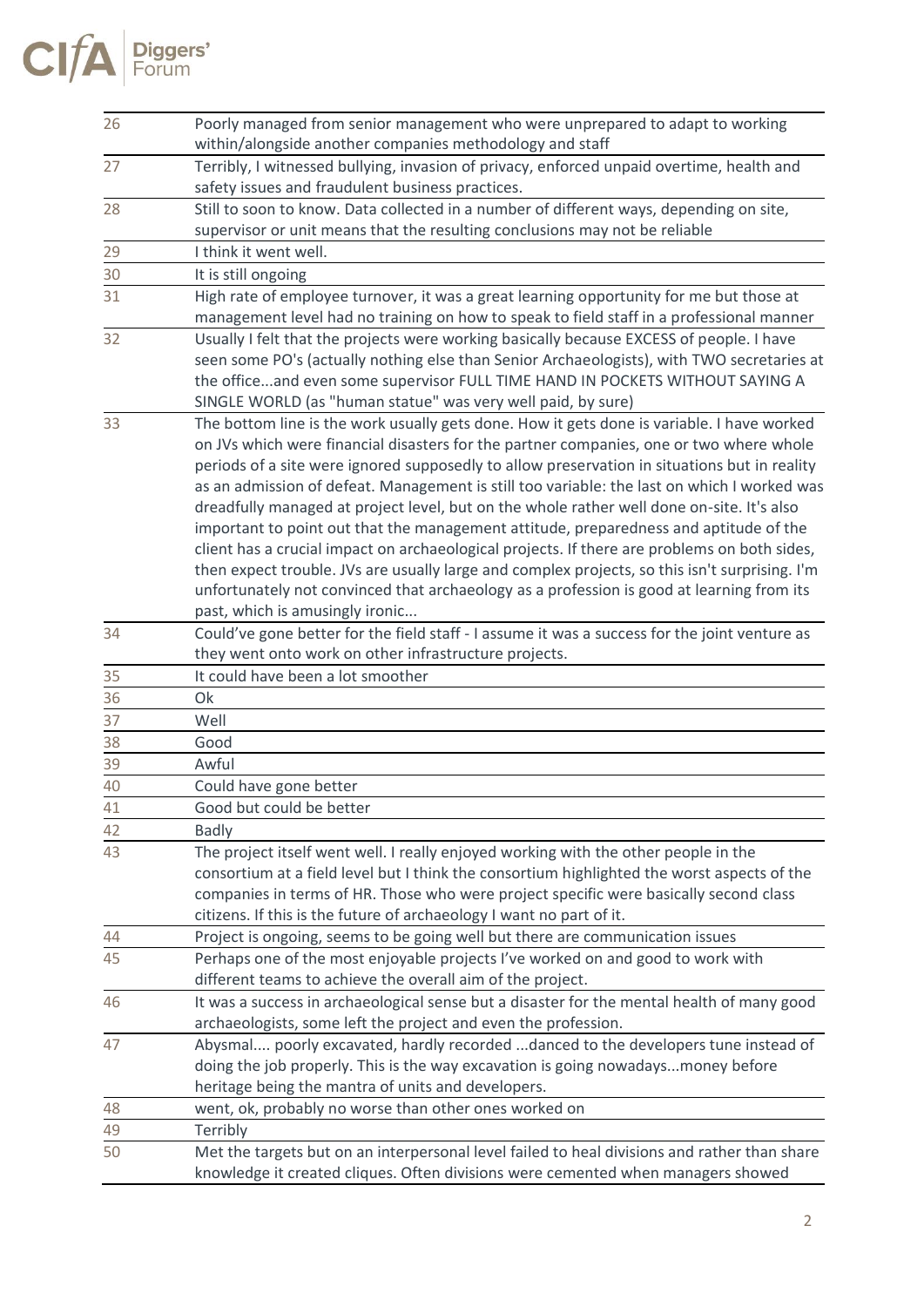| | |
|---|---|
| 26 | Poorly managed from senior management who were unprepared to adapt to working within/alongside another companies methodology and staff |
| 27 | Terribly, I witnessed bullying, invasion of privacy, enforced unpaid overtime, health and safety issues and fraudulent business practices. |
| 28 | Still to soon to know. Data collected in a number of different ways, depending on site, supervisor or unit means that the resulting conclusions may not be reliable |
| 29 | I think it went well. |
| 30 | It is still ongoing |
| 31 | High rate of employee turnover, it was a great learning opportunity for me but those at management level had no training on how to speak to field staff in a professional manner |
| 32 | Usually I felt that the projects were working basically because EXCESS of people. I have seen some PO's (actually nothing else than Senior Archaeologists), with TWO secretaries at the office...and even some supervisor FULL TIME HAND IN POCKETS WITHOUT SAYING A SINGLE WORLD (as "human statue" was very well paid, by sure) |
| 33 | The bottom line is the work usually gets done. How it gets done is variable. I have worked on JVs which were financial disasters for the partner companies, one or two where whole periods of a site were ignored supposedly to allow preservation in situations but in reality as an admission of defeat. Management is still too variable: the last on which I worked was dreadfully managed at project level, but on the whole rather well done on-site. It's also important to point out that the management attitude, preparedness and aptitude of the client has a crucial impact on archaeological projects. If there are problems on both sides, then expect trouble. JVs are usually large and complex projects, so this isn't surprising. I'm unfortunately not convinced that archaeology as a profession is good at learning from its past, which is amusingly ironic... |
| 34 | Could've gone better for the field staff - I assume it was a success for the joint venture as they went onto work on other infrastructure projects. |
| 35 | It could have been a lot smoother |
| 36 | Ok |
| 37 | Well |
| 38 | Good |
| 39 | Awful |
| 40 | Could have gone better |
| 41 | Good but could be better |
| 42 | Badly |
| 43 | The project itself went well. I really enjoyed working with the other people in the consortium at a field level but I think the consortium highlighted the worst aspects of the companies in terms of HR. Those who were project specific were basically second class citizens. If this is the future of archaeology I want no part of it. |
| 44 | Project is ongoing, seems to be going well but there are communication issues |
| 45 | Perhaps one of the most enjoyable projects I've worked on and good to work with different teams to achieve the overall aim of the project. |
| 46 | It was a success in archaeological sense but a disaster for the mental health of many good archaeologists, some left the project and even the profession. |
| 47 | Abysmal.... poorly excavated, hardly recorded ...danced to the developers tune instead of doing the job properly. This is the way excavation is going nowadays...money before heritage being the mantra of units and developers. |
| 48 | went, ok, probably no worse than other ones worked on |
| 49 | Terribly |
| 50 | Met the targets but on an interpersonal level failed to heal divisions and rather than share knowledge it created cliques. Often divisions were cemented when managers showed |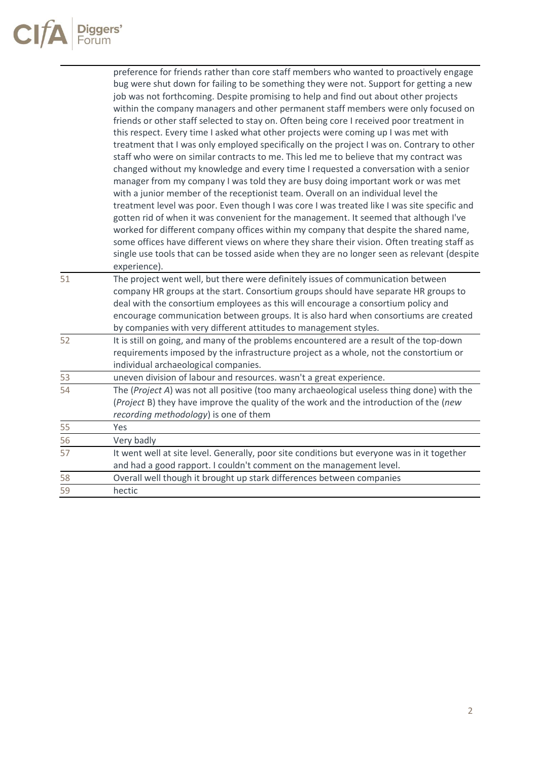| | |
|---|---|
| | preference for friends rather than core staff members who wanted to proactively engage bug were shut down for failing to be something they were not. Support for getting a new job was not forthcoming. Despite promising to help and find out about other projects within the company managers and other permanent staff members were only focused on friends or other staff selected to stay on. Often being core I received poor treatment in this respect. Every time I asked what other projects were coming up I was met with treatment that I was only employed specifically on the project I was on. Contrary to other staff who were on similar contracts to me. This led me to believe that my contract was changed without my knowledge and every time I requested a conversation with a senior manager from my company I was told they are busy doing important work or was met with a junior member of the receptionist team. Overall on an individual level the treatment level was poor. Even though I was core I was treated like I was site specific and gotten rid of when it was convenient for the management. It seemed that although I've worked for different company offices within my company that despite the shared name, some offices have different views on where they share their vision. Often treating staff as single use tools that can be tossed aside when they are no longer seen as relevant (despite experience). |
| 51 | The project went well, but there were definitely issues of communication between company HR groups at the start. Consortium groups should have separate HR groups to deal with the consortium employees as this will encourage a consortium policy and encourage communication between groups. It is also hard when consortiums are created by companies with very different attitudes to management styles. |
| 52 | It is still on going, and many of the problems encountered are a result of the top-down requirements imposed by the infrastructure project as a whole, not the constortium or individual archaeological companies. |
| 53 | uneven division of labour and resources. wasn't a great experience. |
| 54 | The (*Project A*) was not all positive (too many archaeological useless thing done) with the (*Project* B) they have improve the quality of the work and the introduction of the (*new recording methodology*) is one of them |
| 55 | Yes |
| 56 | Very badly |
| 57 | It went well at site level. Generally, poor site conditions but everyone was in it together and had a good rapport. I couldn't comment on the management level. |
| 58 | Overall well though it brought up stark differences between companies |
| 59 | hectic |